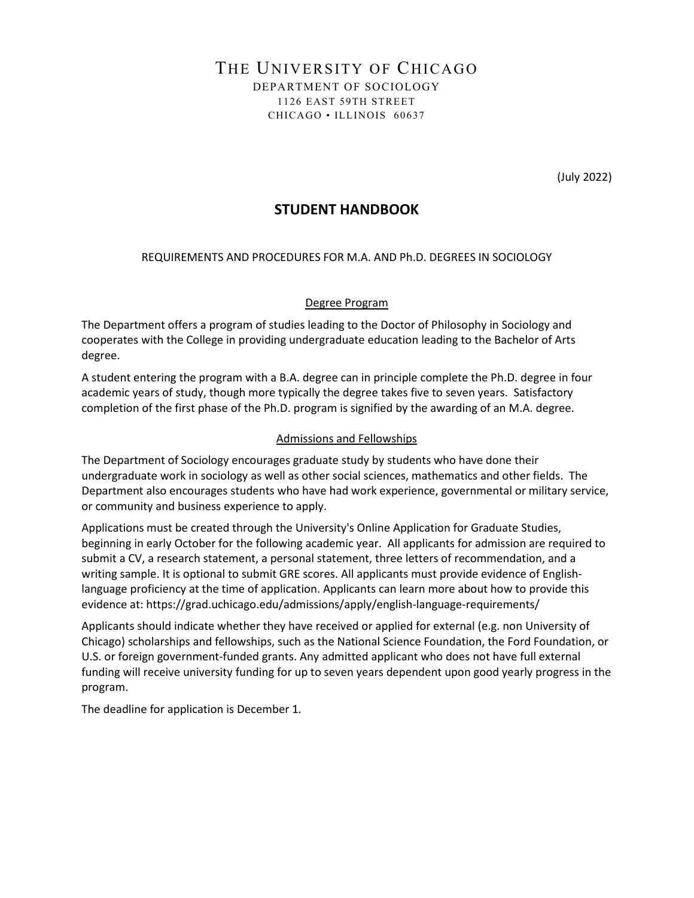# THE UNIVERSITY OF CHICAGO

DEPARTMENT OF SOCIOLOGY
1126 EAST 59TH STREET
CHICAGO • ILLINOIS 60637

(July 2022)

## STUDENT HANDBOOK

REQUIREMENTS AND PROCEDURES FOR M.A. AND Ph.D. DEGREES IN SOCIOLOGY

### Degree Program

The Department offers a program of studies leading to the Doctor of Philosophy in Sociology and cooperates with the College in providing undergraduate education leading to the Bachelor of Arts degree.

A student entering the program with a B.A. degree can in principle complete the Ph.D. degree in four academic years of study, though more typically the degree takes five to seven years. Satisfactory completion of the first phase of the Ph.D. program is signified by the awarding of an M.A. degree.

### Admissions and Fellowships

The Department of Sociology encourages graduate study by students who have done their undergraduate work in sociology as well as other social sciences, mathematics and other fields. The Department also encourages students who have had work experience, governmental or military service, or community and business experience to apply.

Applications must be created through the University's Online Application for Graduate Studies, beginning in early October for the following academic year. All applicants for admission are required to submit a CV, a research statement, a personal statement, three letters of recommendation, and a writing sample. It is optional to submit GRE scores. All applicants must provide evidence of English-language proficiency at the time of application. Applicants can learn more about how to provide this evidence at: https://grad.uchicago.edu/admissions/apply/english-language-requirements/

Applicants should indicate whether they have received or applied for external (e.g. non University of Chicago) scholarships and fellowships, such as the National Science Foundation, the Ford Foundation, or U.S. or foreign government-funded grants. Any admitted applicant who does not have full external funding will receive university funding for up to seven years dependent upon good yearly progress in the program.

The deadline for application is December 1.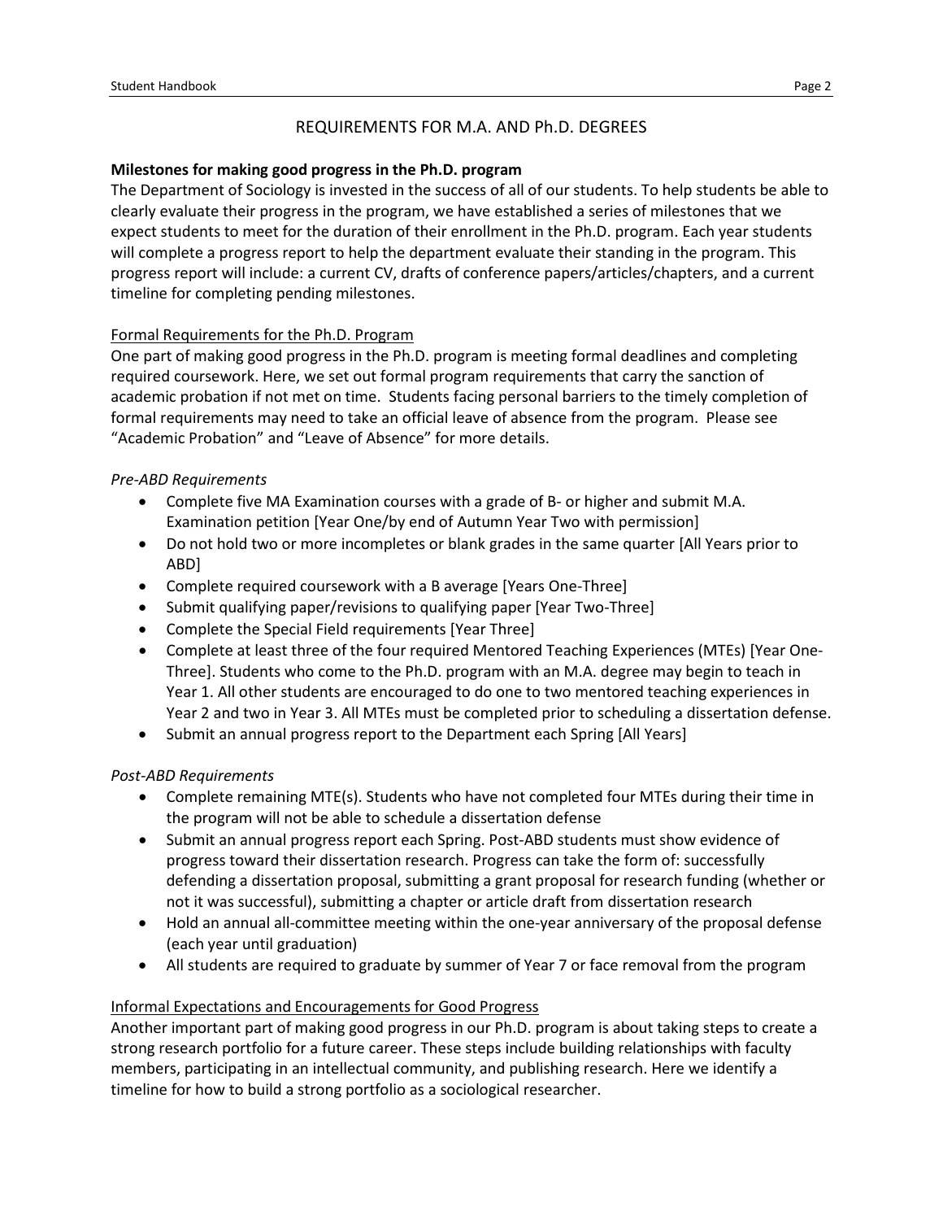## REQUIREMENTS FOR M.A. AND Ph.D. DEGREES

**Milestones for making good progress in the Ph.D. program**

The Department of Sociology is invested in the success of all of our students. To help students be able to clearly evaluate their progress in the program, we have established a series of milestones that we expect students to meet for the duration of their enrollment in the Ph.D. program. Each year students will complete a progress report to help the department evaluate their standing in the program. This progress report will include: a current CV, drafts of conference papers/articles/chapters, and a current timeline for completing pending milestones.

### Formal Requirements for the Ph.D. Program

One part of making good progress in the Ph.D. program is meeting formal deadlines and completing required coursework. Here, we set out formal program requirements that carry the sanction of academic probation if not met on time. Students facing personal barriers to the timely completion of formal requirements may need to take an official leave of absence from the program. Please see "Academic Probation" and "Leave of Absence" for more details.

*Pre-ABD Requirements*

- Complete five MA Examination courses with a grade of B- or higher and submit M.A. Examination petition [Year One/by end of Autumn Year Two with permission]
- Do not hold two or more incompletes or blank grades in the same quarter [All Years prior to ABD]
- Complete required coursework with a B average [Years One-Three]
- Submit qualifying paper/revisions to qualifying paper [Year Two-Three]
- Complete the Special Field requirements [Year Three]
- Complete at least three of the four required Mentored Teaching Experiences (MTEs) [Year One-Three]. Students who come to the Ph.D. program with an M.A. degree may begin to teach in Year 1. All other students are encouraged to do one to two mentored teaching experiences in Year 2 and two in Year 3. All MTEs must be completed prior to scheduling a dissertation defense.
- Submit an annual progress report to the Department each Spring [All Years]

*Post-ABD Requirements*

- Complete remaining MTE(s). Students who have not completed four MTEs during their time in the program will not be able to schedule a dissertation defense
- Submit an annual progress report each Spring. Post-ABD students must show evidence of progress toward their dissertation research. Progress can take the form of: successfully defending a dissertation proposal, submitting a grant proposal for research funding (whether or not it was successful), submitting a chapter or article draft from dissertation research
- Hold an annual all-committee meeting within the one-year anniversary of the proposal defense (each year until graduation)
- All students are required to graduate by summer of Year 7 or face removal from the program

### Informal Expectations and Encouragements for Good Progress

Another important part of making good progress in our Ph.D. program is about taking steps to create a strong research portfolio for a future career. These steps include building relationships with faculty members, participating in an intellectual community, and publishing research. Here we identify a timeline for how to build a strong portfolio as a sociological researcher.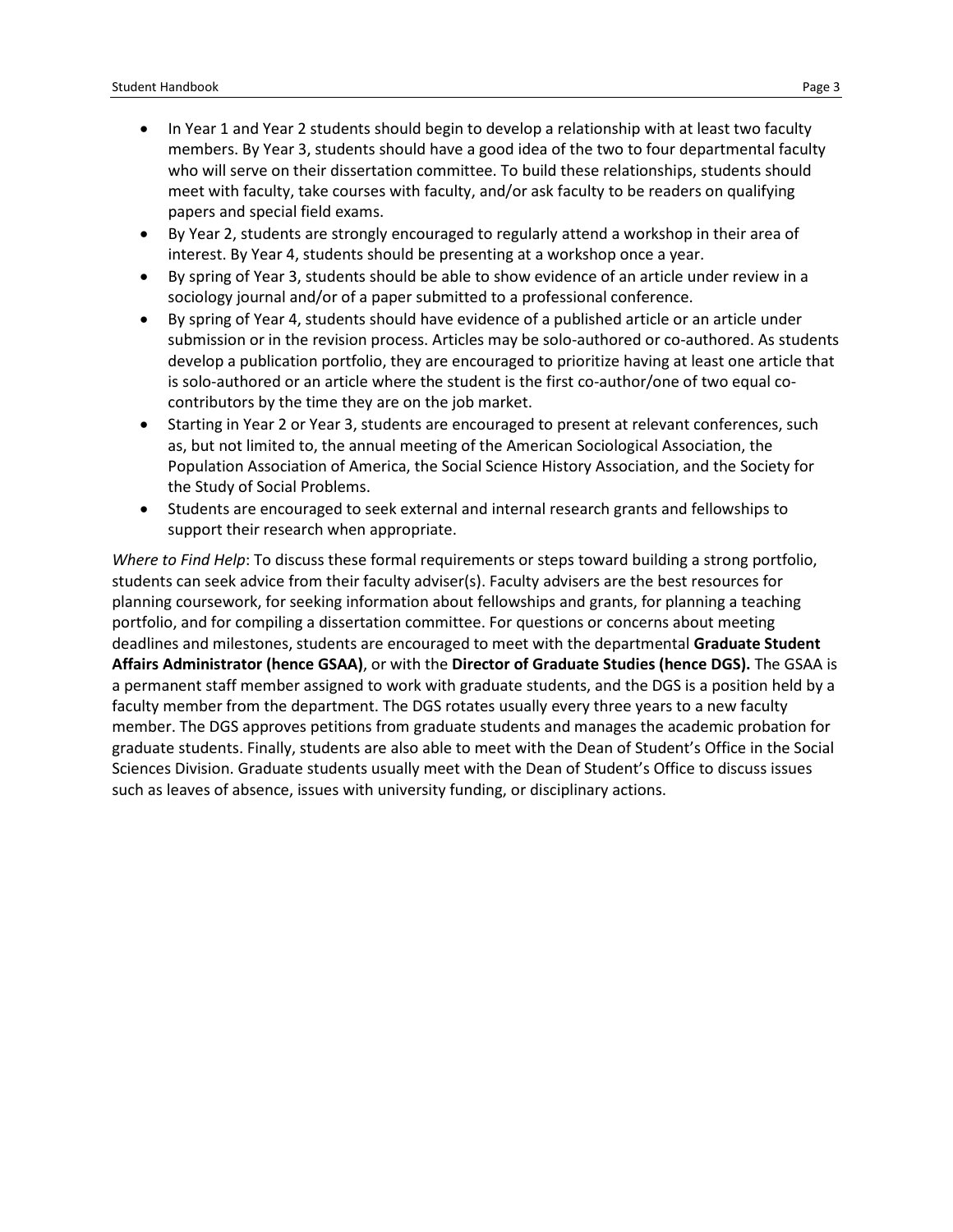- In Year 1 and Year 2 students should begin to develop a relationship with at least two faculty members. By Year 3, students should have a good idea of the two to four departmental faculty who will serve on their dissertation committee. To build these relationships, students should meet with faculty, take courses with faculty, and/or ask faculty to be readers on qualifying papers and special field exams.
- By Year 2, students are strongly encouraged to regularly attend a workshop in their area of interest. By Year 4, students should be presenting at a workshop once a year.
- By spring of Year 3, students should be able to show evidence of an article under review in a sociology journal and/or of a paper submitted to a professional conference.
- By spring of Year 4, students should have evidence of a published article or an article under submission or in the revision process. Articles may be solo-authored or co-authored. As students develop a publication portfolio, they are encouraged to prioritize having at least one article that is solo-authored or an article where the student is the first co-author/one of two equal co-contributors by the time they are on the job market.
- Starting in Year 2 or Year 3, students are encouraged to present at relevant conferences, such as, but not limited to, the annual meeting of the American Sociological Association, the Population Association of America, the Social Science History Association, and the Society for the Study of Social Problems.
- Students are encouraged to seek external and internal research grants and fellowships to support their research when appropriate.

*Where to Find Help*: To discuss these formal requirements or steps toward building a strong portfolio, students can seek advice from their faculty adviser(s). Faculty advisers are the best resources for planning coursework, for seeking information about fellowships and grants, for planning a teaching portfolio, and for compiling a dissertation committee. For questions or concerns about meeting deadlines and milestones, students are encouraged to meet with the departmental **Graduate Student Affairs Administrator (hence GSAA)**, or with the **Director of Graduate Studies (hence DGS).** The GSAA is a permanent staff member assigned to work with graduate students, and the DGS is a position held by a faculty member from the department. The DGS rotates usually every three years to a new faculty member. The DGS approves petitions from graduate students and manages the academic probation for graduate students. Finally, students are also able to meet with the Dean of Student's Office in the Social Sciences Division. Graduate students usually meet with the Dean of Student's Office to discuss issues such as leaves of absence, issues with university funding, or disciplinary actions.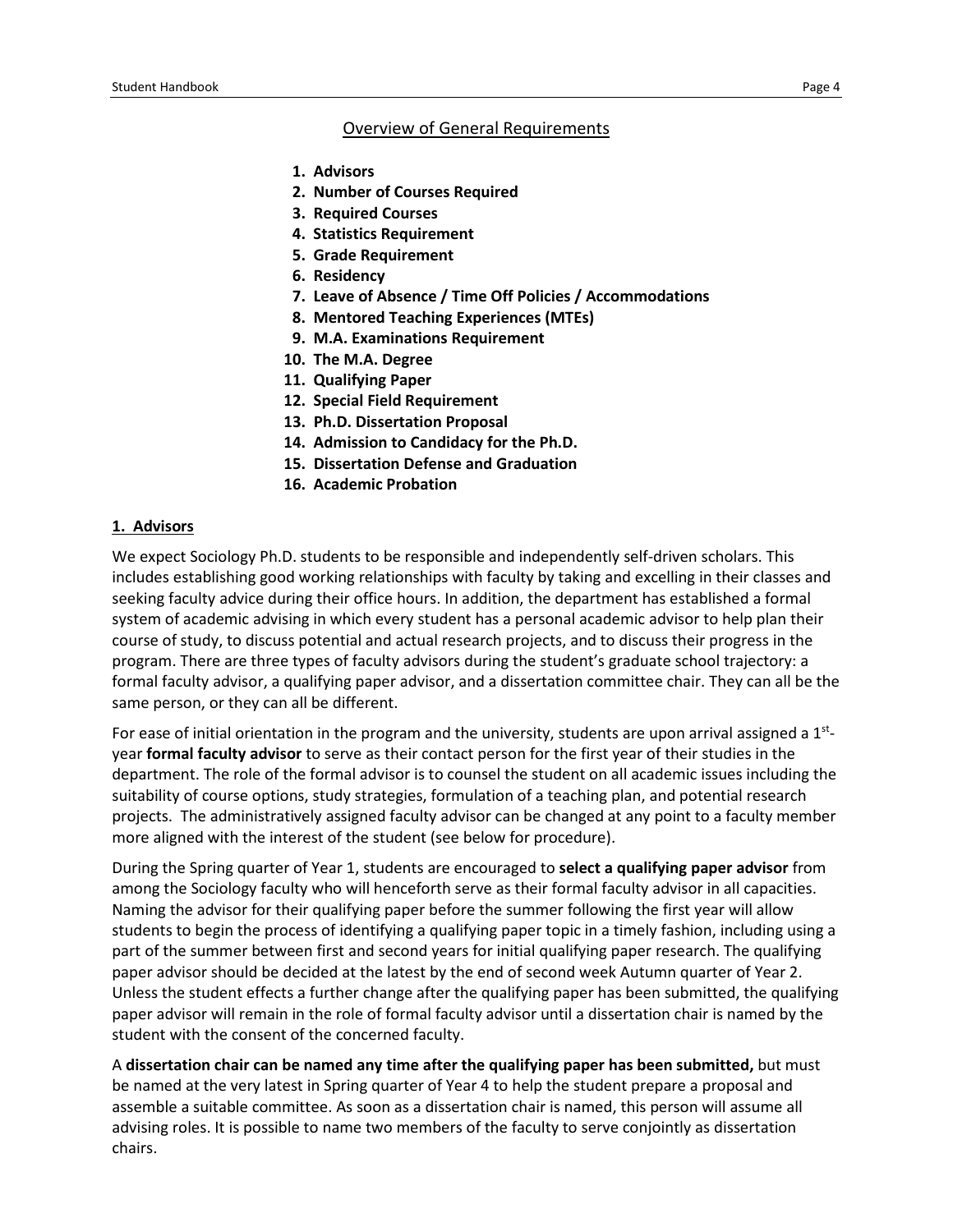## Overview of General Requirements

1. **Advisors**
2. **Number of Courses Required**
3. **Required Courses**
4. **Statistics Requirement**
5. **Grade Requirement**
6. **Residency**
7. **Leave of Absence / Time Off Policies / Accommodations**
8. **Mentored Teaching Experiences (MTEs)**
9. **M.A. Examinations Requirement**
10. **The M.A. Degree**
11. **Qualifying Paper**
12. **Special Field Requirement**
13. **Ph.D. Dissertation Proposal**
14. **Admission to Candidacy for the Ph.D.**
15. **Dissertation Defense and Graduation**
16. **Academic Probation**

### 1. Advisors

We expect Sociology Ph.D. students to be responsible and independently self-driven scholars. This includes establishing good working relationships with faculty by taking and excelling in their classes and seeking faculty advice during their office hours. In addition, the department has established a formal system of academic advising in which every student has a personal academic advisor to help plan their course of study, to discuss potential and actual research projects, and to discuss their progress in the program. There are three types of faculty advisors during the student's graduate school trajectory: a formal faculty advisor, a qualifying paper advisor, and a dissertation committee chair. They can all be the same person, or they can all be different.

For ease of initial orientation in the program and the university, students are upon arrival assigned a 1st-year **formal faculty advisor** to serve as their contact person for the first year of their studies in the department. The role of the formal advisor is to counsel the student on all academic issues including the suitability of course options, study strategies, formulation of a teaching plan, and potential research projects. The administratively assigned faculty advisor can be changed at any point to a faculty member more aligned with the interest of the student (see below for procedure).

During the Spring quarter of Year 1, students are encouraged to **select a qualifying paper advisor** from among the Sociology faculty who will henceforth serve as their formal faculty advisor in all capacities. Naming the advisor for their qualifying paper before the summer following the first year will allow students to begin the process of identifying a qualifying paper topic in a timely fashion, including using a part of the summer between first and second years for initial qualifying paper research. The qualifying paper advisor should be decided at the latest by the end of second week Autumn quarter of Year 2. Unless the student effects a further change after the qualifying paper has been submitted, the qualifying paper advisor will remain in the role of formal faculty advisor until a dissertation chair is named by the student with the consent of the concerned faculty.

A **dissertation chair can be named any time after the qualifying paper has been submitted,** but must be named at the very latest in Spring quarter of Year 4 to help the student prepare a proposal and assemble a suitable committee. As soon as a dissertation chair is named, this person will assume all advising roles. It is possible to name two members of the faculty to serve conjointly as dissertation chairs.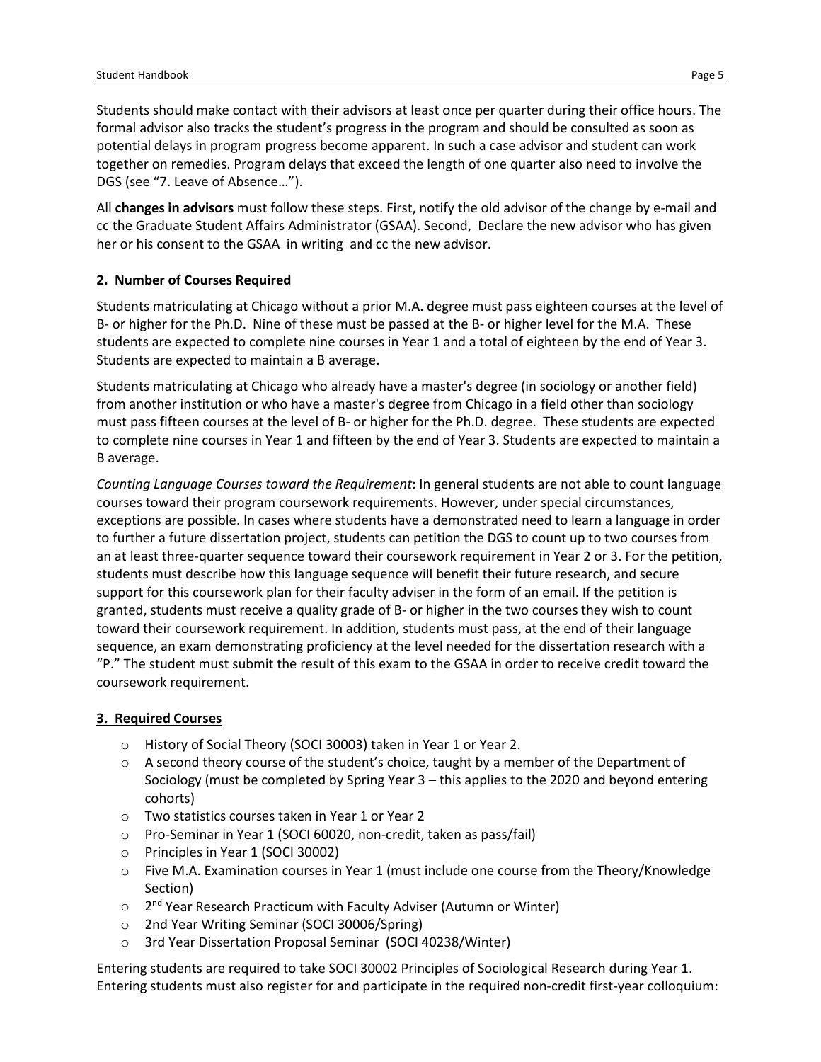Students should make contact with their advisors at least once per quarter during their office hours. The formal advisor also tracks the student's progress in the program and should be consulted as soon as potential delays in program progress become apparent. In such a case advisor and student can work together on remedies. Program delays that exceed the length of one quarter also need to involve the DGS (see "7. Leave of Absence…").

All **changes in advisors** must follow these steps. First, notify the old advisor of the change by e-mail and cc the Graduate Student Affairs Administrator (GSAA). Second, Declare the new advisor who has given her or his consent to the GSAA in writing and cc the new advisor.

## 2. Number of Courses Required

Students matriculating at Chicago without a prior M.A. degree must pass eighteen courses at the level of B- or higher for the Ph.D. Nine of these must be passed at the B- or higher level for the M.A. These students are expected to complete nine courses in Year 1 and a total of eighteen by the end of Year 3. Students are expected to maintain a B average.

Students matriculating at Chicago who already have a master's degree (in sociology or another field) from another institution or who have a master's degree from Chicago in a field other than sociology must pass fifteen courses at the level of B- or higher for the Ph.D. degree. These students are expected to complete nine courses in Year 1 and fifteen by the end of Year 3. Students are expected to maintain a B average.

*Counting Language Courses toward the Requirement*: In general students are not able to count language courses toward their program coursework requirements. However, under special circumstances, exceptions are possible. In cases where students have a demonstrated need to learn a language in order to further a future dissertation project, students can petition the DGS to count up to two courses from an at least three-quarter sequence toward their coursework requirement in Year 2 or 3. For the petition, students must describe how this language sequence will benefit their future research, and secure support for this coursework plan for their faculty adviser in the form of an email. If the petition is granted, students must receive a quality grade of B- or higher in the two courses they wish to count toward their coursework requirement. In addition, students must pass, at the end of their language sequence, an exam demonstrating proficiency at the level needed for the dissertation research with a "P." The student must submit the result of this exam to the GSAA in order to receive credit toward the coursework requirement.

## 3. Required Courses

- History of Social Theory (SOCI 30003) taken in Year 1 or Year 2.
- A second theory course of the student's choice, taught by a member of the Department of Sociology (must be completed by Spring Year 3 – this applies to the 2020 and beyond entering cohorts)
- Two statistics courses taken in Year 1 or Year 2
- Pro-Seminar in Year 1 (SOCI 60020, non-credit, taken as pass/fail)
- Principles in Year 1 (SOCI 30002)
- Five M.A. Examination courses in Year 1 (must include one course from the Theory/Knowledge Section)
- 2nd Year Research Practicum with Faculty Adviser (Autumn or Winter)
- 2nd Year Writing Seminar (SOCI 30006/Spring)
- 3rd Year Dissertation Proposal Seminar (SOCI 40238/Winter)

Entering students are required to take SOCI 30002 Principles of Sociological Research during Year 1. Entering students must also register for and participate in the required non-credit first-year colloquium: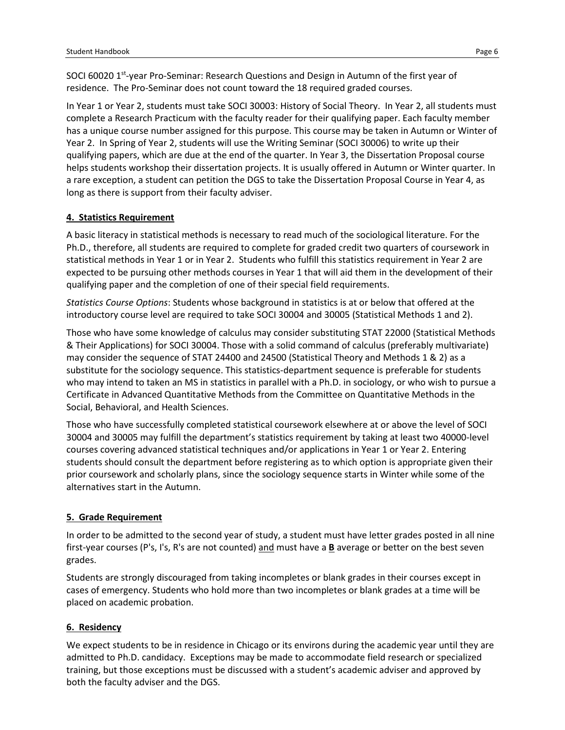SOCI 60020 1st-year Pro-Seminar: Research Questions and Design in Autumn of the first year of residence. The Pro-Seminar does not count toward the 18 required graded courses.

In Year 1 or Year 2, students must take SOCI 30003: History of Social Theory. In Year 2, all students must complete a Research Practicum with the faculty reader for their qualifying paper. Each faculty member has a unique course number assigned for this purpose. This course may be taken in Autumn or Winter of Year 2. In Spring of Year 2, students will use the Writing Seminar (SOCI 30006) to write up their qualifying papers, which are due at the end of the quarter. In Year 3, the Dissertation Proposal course helps students workshop their dissertation projects. It is usually offered in Autumn or Winter quarter. In a rare exception, a student can petition the DGS to take the Dissertation Proposal Course in Year 4, as long as there is support from their faculty adviser.

### 4. Statistics Requirement

A basic literacy in statistical methods is necessary to read much of the sociological literature. For the Ph.D., therefore, all students are required to complete for graded credit two quarters of coursework in statistical methods in Year 1 or in Year 2. Students who fulfill this statistics requirement in Year 2 are expected to be pursuing other methods courses in Year 1 that will aid them in the development of their qualifying paper and the completion of one of their special field requirements.

*Statistics Course Options*: Students whose background in statistics is at or below that offered at the introductory course level are required to take SOCI 30004 and 30005 (Statistical Methods 1 and 2).

Those who have some knowledge of calculus may consider substituting STAT 22000 (Statistical Methods & Their Applications) for SOCI 30004. Those with a solid command of calculus (preferably multivariate) may consider the sequence of STAT 24400 and 24500 (Statistical Theory and Methods 1 & 2) as a substitute for the sociology sequence. This statistics-department sequence is preferable for students who may intend to taken an MS in statistics in parallel with a Ph.D. in sociology, or who wish to pursue a Certificate in Advanced Quantitative Methods from the Committee on Quantitative Methods in the Social, Behavioral, and Health Sciences.

Those who have successfully completed statistical coursework elsewhere at or above the level of SOCI 30004 and 30005 may fulfill the department's statistics requirement by taking at least two 40000-level courses covering advanced statistical techniques and/or applications in Year 1 or Year 2. Entering students should consult the department before registering as to which option is appropriate given their prior coursework and scholarly plans, since the sociology sequence starts in Winter while some of the alternatives start in the Autumn.

### 5. Grade Requirement

In order to be admitted to the second year of study, a student must have letter grades posted in all nine first-year courses (P's, I's, R's are not counted) and must have a **B** average or better on the best seven grades.

Students are strongly discouraged from taking incompletes or blank grades in their courses except in cases of emergency. Students who hold more than two incompletes or blank grades at a time will be placed on academic probation.

### 6. Residency

We expect students to be in residence in Chicago or its environs during the academic year until they are admitted to Ph.D. candidacy. Exceptions may be made to accommodate field research or specialized training, but those exceptions must be discussed with a student's academic adviser and approved by both the faculty adviser and the DGS.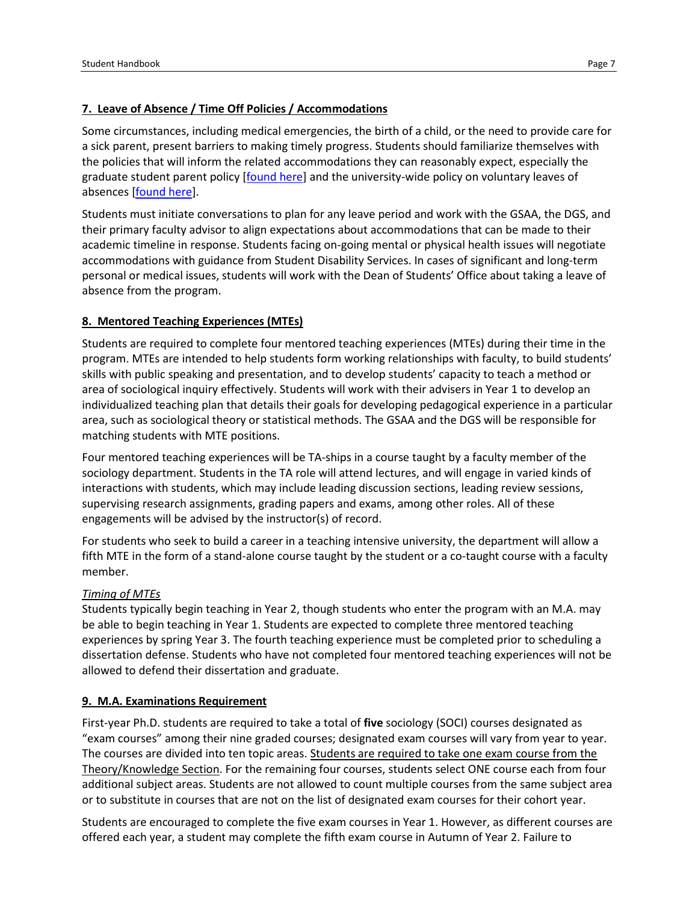## 7. Leave of Absence / Time Off Policies / Accommodations

Some circumstances, including medical emergencies, the birth of a child, or the need to provide care for a sick parent, present barriers to making timely progress. Students should familiarize themselves with the policies that will inform the related accommodations they can reasonably expect, especially the graduate student parent policy [found here] and the university-wide policy on voluntary leaves of absences [found here].

Students must initiate conversations to plan for any leave period and work with the GSAA, the DGS, and their primary faculty advisor to align expectations about accommodations that can be made to their academic timeline in response. Students facing on-going mental or physical health issues will negotiate accommodations with guidance from Student Disability Services. In cases of significant and long-term personal or medical issues, students will work with the Dean of Students' Office about taking a leave of absence from the program.

## 8. Mentored Teaching Experiences (MTEs)

Students are required to complete four mentored teaching experiences (MTEs) during their time in the program. MTEs are intended to help students form working relationships with faculty, to build students' skills with public speaking and presentation, and to develop students' capacity to teach a method or area of sociological inquiry effectively. Students will work with their advisers in Year 1 to develop an individualized teaching plan that details their goals for developing pedagogical experience in a particular area, such as sociological theory or statistical methods. The GSAA and the DGS will be responsible for matching students with MTE positions.

Four mentored teaching experiences will be TA-ships in a course taught by a faculty member of the sociology department. Students in the TA role will attend lectures, and will engage in varied kinds of interactions with students, which may include leading discussion sections, leading review sessions, supervising research assignments, grading papers and exams, among other roles. All of these engagements will be advised by the instructor(s) of record.

For students who seek to build a career in a teaching intensive university, the department will allow a fifth MTE in the form of a stand-alone course taught by the student or a co-taught course with a faculty member.

*Timing of MTEs*
Students typically begin teaching in Year 2, though students who enter the program with an M.A. may be able to begin teaching in Year 1. Students are expected to complete three mentored teaching experiences by spring Year 3. The fourth teaching experience must be completed prior to scheduling a dissertation defense. Students who have not completed four mentored teaching experiences will not be allowed to defend their dissertation and graduate.

## 9. M.A. Examinations Requirement

First-year Ph.D. students are required to take a total of **five** sociology (SOCI) courses designated as "exam courses" among their nine graded courses; designated exam courses will vary from year to year. The courses are divided into ten topic areas. Students are required to take one exam course from the Theory/Knowledge Section. For the remaining four courses, students select ONE course each from four additional subject areas. Students are not allowed to count multiple courses from the same subject area or to substitute in courses that are not on the list of designated exam courses for their cohort year.

Students are encouraged to complete the five exam courses in Year 1. However, as different courses are offered each year, a student may complete the fifth exam course in Autumn of Year 2. Failure to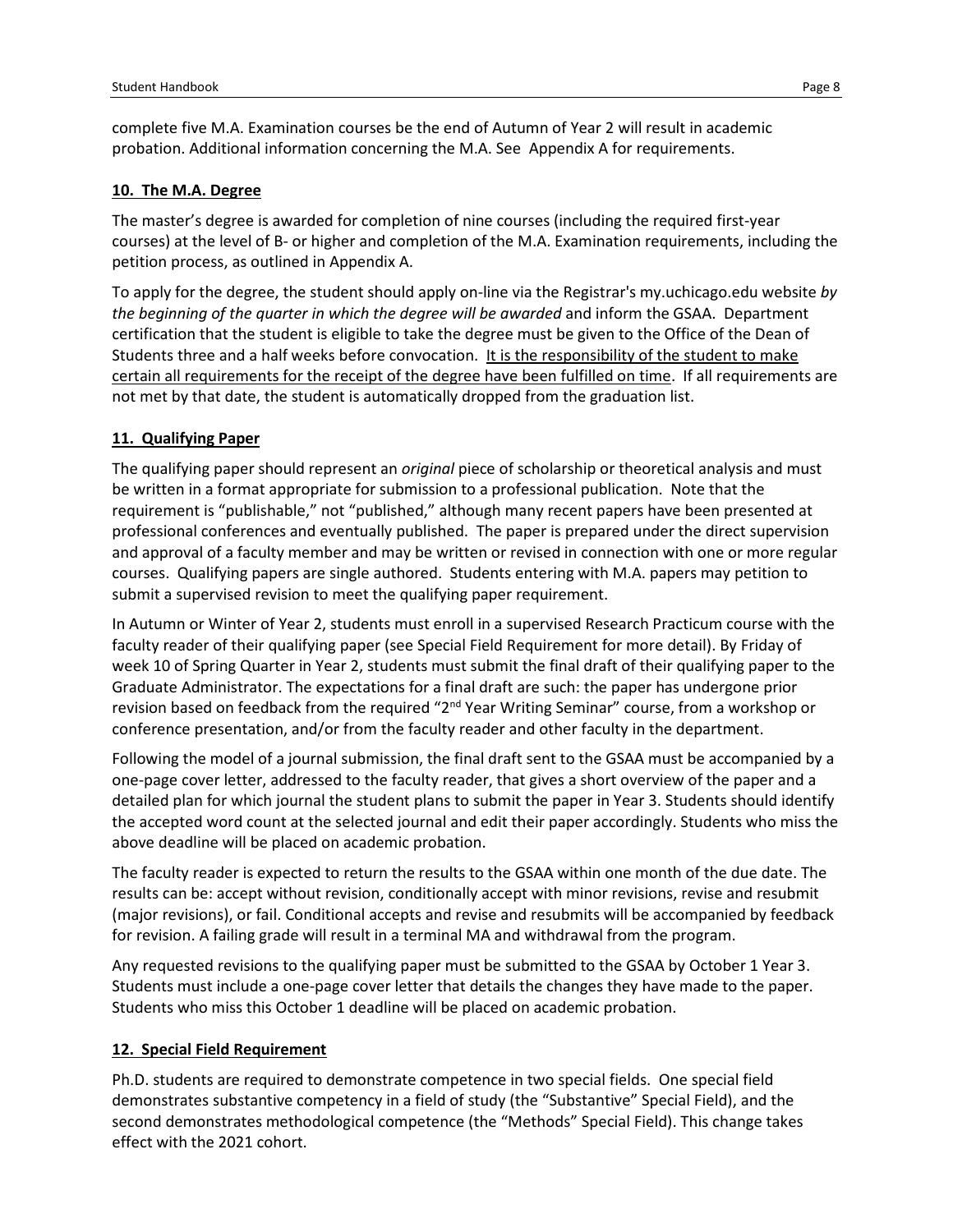complete five M.A. Examination courses be the end of Autumn of Year 2 will result in academic probation. Additional information concerning the M.A. See Appendix A for requirements.

### 10. The M.A. Degree

The master's degree is awarded for completion of nine courses (including the required first-year courses) at the level of B- or higher and completion of the M.A. Examination requirements, including the petition process, as outlined in Appendix A.

To apply for the degree, the student should apply on-line via the Registrar's my.uchicago.edu website *by the beginning of the quarter in which the degree will be awarded* and inform the GSAA. Department certification that the student is eligible to take the degree must be given to the Office of the Dean of Students three and a half weeks before convocation. It is the responsibility of the student to make certain all requirements for the receipt of the degree have been fulfilled on time. If all requirements are not met by that date, the student is automatically dropped from the graduation list.

### 11. Qualifying Paper

The qualifying paper should represent an *original* piece of scholarship or theoretical analysis and must be written in a format appropriate for submission to a professional publication. Note that the requirement is "publishable," not "published," although many recent papers have been presented at professional conferences and eventually published. The paper is prepared under the direct supervision and approval of a faculty member and may be written or revised in connection with one or more regular courses. Qualifying papers are single authored. Students entering with M.A. papers may petition to submit a supervised revision to meet the qualifying paper requirement.

In Autumn or Winter of Year 2, students must enroll in a supervised Research Practicum course with the faculty reader of their qualifying paper (see Special Field Requirement for more detail). By Friday of week 10 of Spring Quarter in Year 2, students must submit the final draft of their qualifying paper to the Graduate Administrator. The expectations for a final draft are such: the paper has undergone prior revision based on feedback from the required "2nd Year Writing Seminar" course, from a workshop or conference presentation, and/or from the faculty reader and other faculty in the department.

Following the model of a journal submission, the final draft sent to the GSAA must be accompanied by a one-page cover letter, addressed to the faculty reader, that gives a short overview of the paper and a detailed plan for which journal the student plans to submit the paper in Year 3. Students should identify the accepted word count at the selected journal and edit their paper accordingly. Students who miss the above deadline will be placed on academic probation.

The faculty reader is expected to return the results to the GSAA within one month of the due date. The results can be: accept without revision, conditionally accept with minor revisions, revise and resubmit (major revisions), or fail. Conditional accepts and revise and resubmits will be accompanied by feedback for revision. A failing grade will result in a terminal MA and withdrawal from the program.

Any requested revisions to the qualifying paper must be submitted to the GSAA by October 1 Year 3. Students must include a one-page cover letter that details the changes they have made to the paper. Students who miss this October 1 deadline will be placed on academic probation.

### 12. Special Field Requirement

Ph.D. students are required to demonstrate competence in two special fields. One special field demonstrates substantive competency in a field of study (the "Substantive" Special Field), and the second demonstrates methodological competence (the "Methods" Special Field). This change takes effect with the 2021 cohort.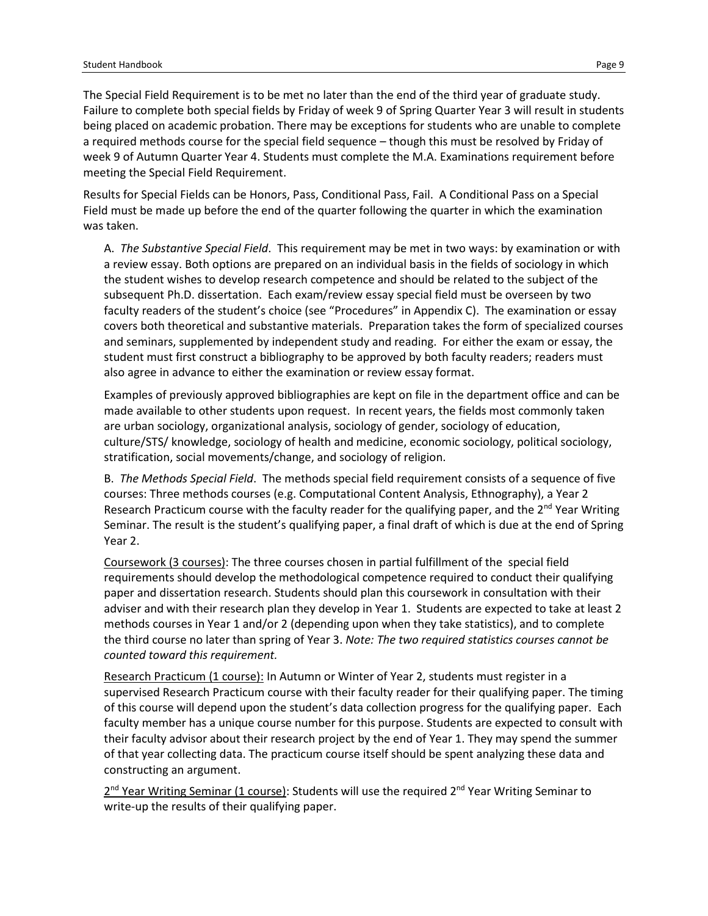The Special Field Requirement is to be met no later than the end of the third year of graduate study. Failure to complete both special fields by Friday of week 9 of Spring Quarter Year 3 will result in students being placed on academic probation. There may be exceptions for students who are unable to complete a required methods course for the special field sequence – though this must be resolved by Friday of week 9 of Autumn Quarter Year 4. Students must complete the M.A. Examinations requirement before meeting the Special Field Requirement.

Results for Special Fields can be Honors, Pass, Conditional Pass, Fail. A Conditional Pass on a Special Field must be made up before the end of the quarter following the quarter in which the examination was taken.

A. *The Substantive Special Field*. This requirement may be met in two ways: by examination or with a review essay. Both options are prepared on an individual basis in the fields of sociology in which the student wishes to develop research competence and should be related to the subject of the subsequent Ph.D. dissertation. Each exam/review essay special field must be overseen by two faculty readers of the student's choice (see "Procedures" in Appendix C). The examination or essay covers both theoretical and substantive materials. Preparation takes the form of specialized courses and seminars, supplemented by independent study and reading. For either the exam or essay, the student must first construct a bibliography to be approved by both faculty readers; readers must also agree in advance to either the examination or review essay format.

Examples of previously approved bibliographies are kept on file in the department office and can be made available to other students upon request. In recent years, the fields most commonly taken are urban sociology, organizational analysis, sociology of gender, sociology of education, culture/STS/ knowledge, sociology of health and medicine, economic sociology, political sociology, stratification, social movements/change, and sociology of religion.

B. *The Methods Special Field*. The methods special field requirement consists of a sequence of five courses: Three methods courses (e.g. Computational Content Analysis, Ethnography), a Year 2 Research Practicum course with the faculty reader for the qualifying paper, and the 2nd Year Writing Seminar. The result is the student's qualifying paper, a final draft of which is due at the end of Spring Year 2.

<u>Coursework (3 courses)</u>: The three courses chosen in partial fulfillment of the special field requirements should develop the methodological competence required to conduct their qualifying paper and dissertation research. Students should plan this coursework in consultation with their adviser and with their research plan they develop in Year 1. Students are expected to take at least 2 methods courses in Year 1 and/or 2 (depending upon when they take statistics), and to complete the third course no later than spring of Year 3. *Note: The two required statistics courses cannot be counted toward this requirement.*

<u>Research Practicum (1 course):</u> In Autumn or Winter of Year 2, students must register in a supervised Research Practicum course with their faculty reader for their qualifying paper. The timing of this course will depend upon the student's data collection progress for the qualifying paper. Each faculty member has a unique course number for this purpose. Students are expected to consult with their faculty advisor about their research project by the end of Year 1. They may spend the summer of that year collecting data. The practicum course itself should be spent analyzing these data and constructing an argument.

<u>2nd Year Writing Seminar (1 course)</u>: Students will use the required 2nd Year Writing Seminar to write-up the results of their qualifying paper.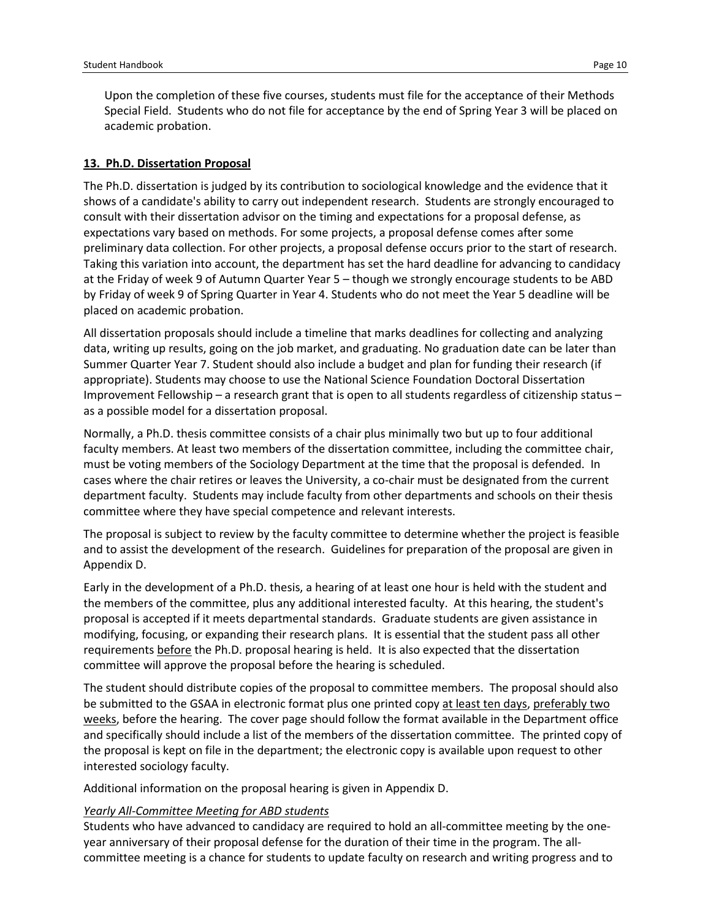Upon the completion of these five courses, students must file for the acceptance of their Methods Special Field. Students who do not file for acceptance by the end of Spring Year 3 will be placed on academic probation.

## 13. Ph.D. Dissertation Proposal

The Ph.D. dissertation is judged by its contribution to sociological knowledge and the evidence that it shows of a candidate's ability to carry out independent research. Students are strongly encouraged to consult with their dissertation advisor on the timing and expectations for a proposal defense, as expectations vary based on methods. For some projects, a proposal defense comes after some preliminary data collection. For other projects, a proposal defense occurs prior to the start of research. Taking this variation into account, the department has set the hard deadline for advancing to candidacy at the Friday of week 9 of Autumn Quarter Year 5 – though we strongly encourage students to be ABD by Friday of week 9 of Spring Quarter in Year 4. Students who do not meet the Year 5 deadline will be placed on academic probation.

All dissertation proposals should include a timeline that marks deadlines for collecting and analyzing data, writing up results, going on the job market, and graduating. No graduation date can be later than Summer Quarter Year 7. Student should also include a budget and plan for funding their research (if appropriate). Students may choose to use the National Science Foundation Doctoral Dissertation Improvement Fellowship – a research grant that is open to all students regardless of citizenship status – as a possible model for a dissertation proposal.

Normally, a Ph.D. thesis committee consists of a chair plus minimally two but up to four additional faculty members. At least two members of the dissertation committee, including the committee chair, must be voting members of the Sociology Department at the time that the proposal is defended. In cases where the chair retires or leaves the University, a co-chair must be designated from the current department faculty. Students may include faculty from other departments and schools on their thesis committee where they have special competence and relevant interests.

The proposal is subject to review by the faculty committee to determine whether the project is feasible and to assist the development of the research. Guidelines for preparation of the proposal are given in Appendix D.

Early in the development of a Ph.D. thesis, a hearing of at least one hour is held with the student and the members of the committee, plus any additional interested faculty. At this hearing, the student's proposal is accepted if it meets departmental standards. Graduate students are given assistance in modifying, focusing, or expanding their research plans. It is essential that the student pass all other requirements before the Ph.D. proposal hearing is held. It is also expected that the dissertation committee will approve the proposal before the hearing is scheduled.

The student should distribute copies of the proposal to committee members. The proposal should also be submitted to the GSAA in electronic format plus one printed copy at least ten days, preferably two weeks, before the hearing. The cover page should follow the format available in the Department office and specifically should include a list of the members of the dissertation committee. The printed copy of the proposal is kept on file in the department; the electronic copy is available upon request to other interested sociology faculty.

Additional information on the proposal hearing is given in Appendix D.

*Yearly All-Committee Meeting for ABD students*

Students who have advanced to candidacy are required to hold an all-committee meeting by the one-year anniversary of their proposal defense for the duration of their time in the program. The all-committee meeting is a chance for students to update faculty on research and writing progress and to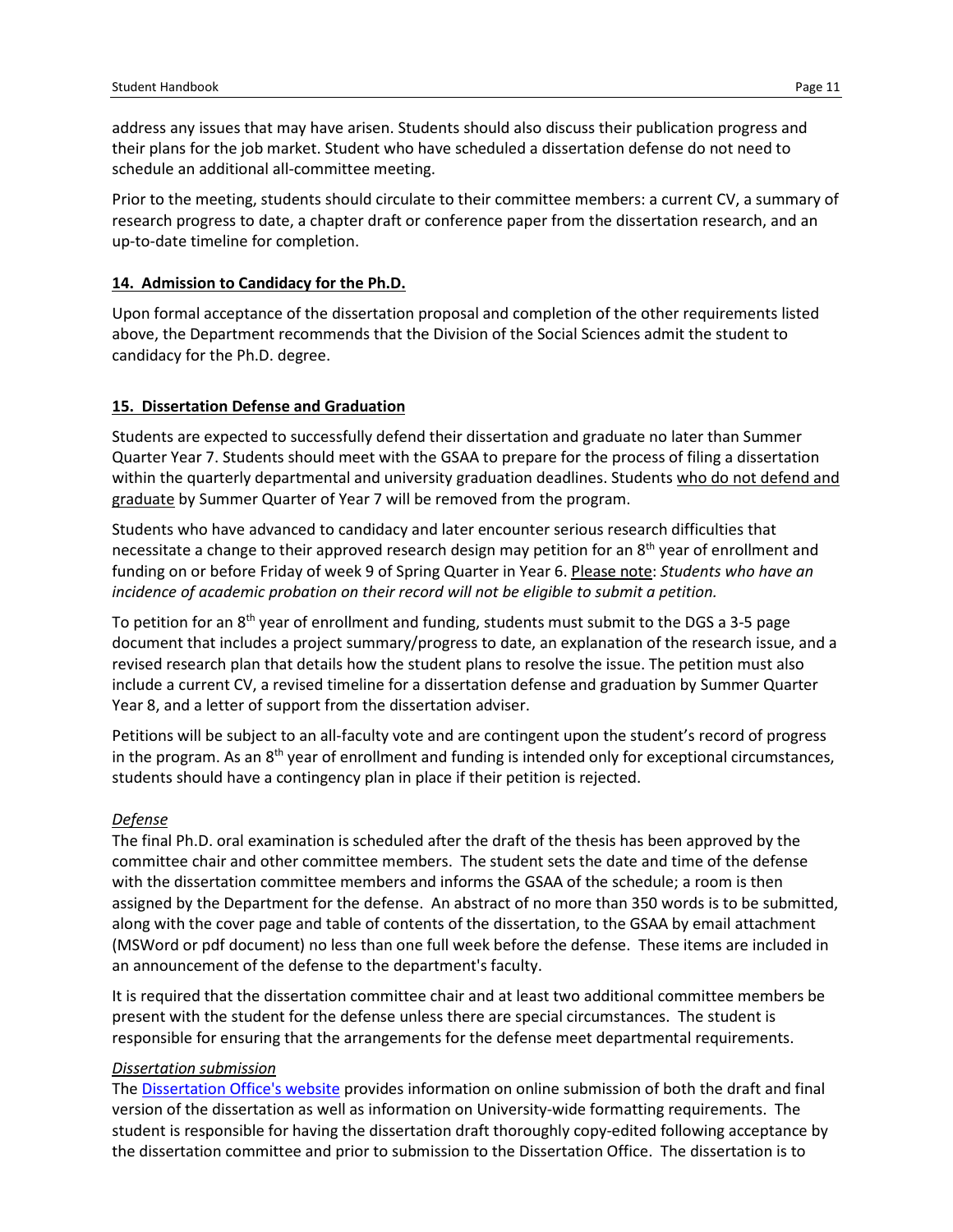address any issues that may have arisen. Students should also discuss their publication progress and their plans for the job market. Student who have scheduled a dissertation defense do not need to schedule an additional all-committee meeting.

Prior to the meeting, students should circulate to their committee members: a current CV, a summary of research progress to date, a chapter draft or conference paper from the dissertation research, and an up-to-date timeline for completion.

## 14. Admission to Candidacy for the Ph.D.

Upon formal acceptance of the dissertation proposal and completion of the other requirements listed above, the Department recommends that the Division of the Social Sciences admit the student to candidacy for the Ph.D. degree.

## 15. Dissertation Defense and Graduation

Students are expected to successfully defend their dissertation and graduate no later than Summer Quarter Year 7. Students should meet with the GSAA to prepare for the process of filing a dissertation within the quarterly departmental and university graduation deadlines. Students who do not defend and graduate by Summer Quarter of Year 7 will be removed from the program.

Students who have advanced to candidacy and later encounter serious research difficulties that necessitate a change to their approved research design may petition for an 8th year of enrollment and funding on or before Friday of week 9 of Spring Quarter in Year 6. Please note: *Students who have an incidence of academic probation on their record will not be eligible to submit a petition.*

To petition for an 8th year of enrollment and funding, students must submit to the DGS a 3-5 page document that includes a project summary/progress to date, an explanation of the research issue, and a revised research plan that details how the student plans to resolve the issue. The petition must also include a current CV, a revised timeline for a dissertation defense and graduation by Summer Quarter Year 8, and a letter of support from the dissertation adviser.

Petitions will be subject to an all-faculty vote and are contingent upon the student's record of progress in the program. As an 8th year of enrollment and funding is intended only for exceptional circumstances, students should have a contingency plan in place if their petition is rejected.

*Defense*

The final Ph.D. oral examination is scheduled after the draft of the thesis has been approved by the committee chair and other committee members. The student sets the date and time of the defense with the dissertation committee members and informs the GSAA of the schedule; a room is then assigned by the Department for the defense. An abstract of no more than 350 words is to be submitted, along with the cover page and table of contents of the dissertation, to the GSAA by email attachment (MSWord or pdf document) no less than one full week before the defense. These items are included in an announcement of the defense to the department's faculty.

It is required that the dissertation committee chair and at least two additional committee members be present with the student for the defense unless there are special circumstances. The student is responsible for ensuring that the arrangements for the defense meet departmental requirements.

*Dissertation submission*

The Dissertation Office's website provides information on online submission of both the draft and final version of the dissertation as well as information on University-wide formatting requirements. The student is responsible for having the dissertation draft thoroughly copy-edited following acceptance by the dissertation committee and prior to submission to the Dissertation Office. The dissertation is to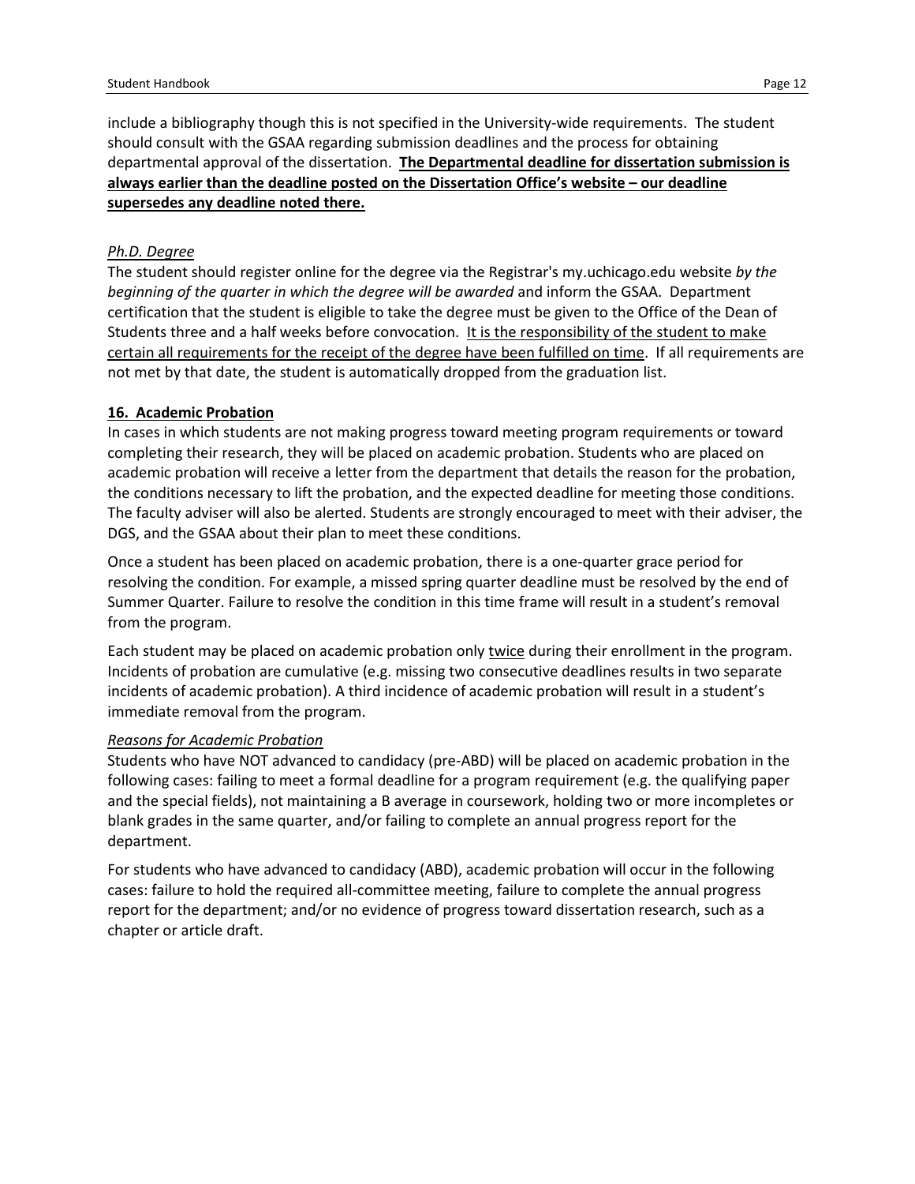include a bibliography though this is not specified in the University-wide requirements. The student should consult with the GSAA regarding submission deadlines and the process for obtaining departmental approval of the dissertation. **The Departmental deadline for dissertation submission is always earlier than the deadline posted on the Dissertation Office's website – our deadline supersedes any deadline noted there.**

*Ph.D. Degree*

The student should register online for the degree via the Registrar's my.uchicago.edu website *by the beginning of the quarter in which the degree will be awarded* and inform the GSAA. Department certification that the student is eligible to take the degree must be given to the Office of the Dean of Students three and a half weeks before convocation. It is the responsibility of the student to make certain all requirements for the receipt of the degree have been fulfilled on time. If all requirements are not met by that date, the student is automatically dropped from the graduation list.

## 16. Academic Probation

In cases in which students are not making progress toward meeting program requirements or toward completing their research, they will be placed on academic probation. Students who are placed on academic probation will receive a letter from the department that details the reason for the probation, the conditions necessary to lift the probation, and the expected deadline for meeting those conditions. The faculty adviser will also be alerted. Students are strongly encouraged to meet with their adviser, the DGS, and the GSAA about their plan to meet these conditions.

Once a student has been placed on academic probation, there is a one-quarter grace period for resolving the condition. For example, a missed spring quarter deadline must be resolved by the end of Summer Quarter. Failure to resolve the condition in this time frame will result in a student's removal from the program.

Each student may be placed on academic probation only twice during their enrollment in the program. Incidents of probation are cumulative (e.g. missing two consecutive deadlines results in two separate incidents of academic probation). A third incidence of academic probation will result in a student's immediate removal from the program.

*Reasons for Academic Probation*

Students who have NOT advanced to candidacy (pre-ABD) will be placed on academic probation in the following cases: failing to meet a formal deadline for a program requirement (e.g. the qualifying paper and the special fields), not maintaining a B average in coursework, holding two or more incompletes or blank grades in the same quarter, and/or failing to complete an annual progress report for the department.

For students who have advanced to candidacy (ABD), academic probation will occur in the following cases: failure to hold the required all-committee meeting, failure to complete the annual progress report for the department; and/or no evidence of progress toward dissertation research, such as a chapter or article draft.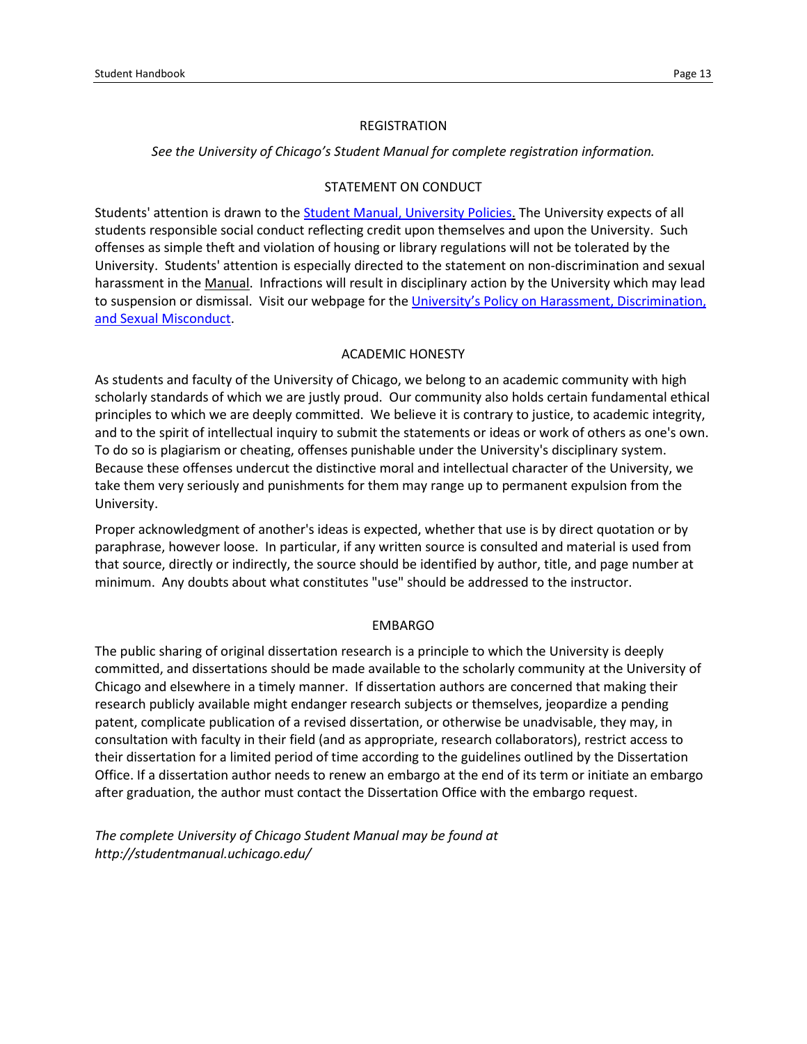## REGISTRATION

*See the University of Chicago's Student Manual for complete registration information.*

## STATEMENT ON CONDUCT

Students' attention is drawn to the Student Manual, University Policies. The University expects of all students responsible social conduct reflecting credit upon themselves and upon the University. Such offenses as simple theft and violation of housing or library regulations will not be tolerated by the University. Students' attention is especially directed to the statement on non-discrimination and sexual harassment in the Manual. Infractions will result in disciplinary action by the University which may lead to suspension or dismissal. Visit our webpage for the University's Policy on Harassment, Discrimination, and Sexual Misconduct.

## ACADEMIC HONESTY

As students and faculty of the University of Chicago, we belong to an academic community with high scholarly standards of which we are justly proud. Our community also holds certain fundamental ethical principles to which we are deeply committed. We believe it is contrary to justice, to academic integrity, and to the spirit of intellectual inquiry to submit the statements or ideas or work of others as one's own. To do so is plagiarism or cheating, offenses punishable under the University's disciplinary system. Because these offenses undercut the distinctive moral and intellectual character of the University, we take them very seriously and punishments for them may range up to permanent expulsion from the University.

Proper acknowledgment of another's ideas is expected, whether that use is by direct quotation or by paraphrase, however loose. In particular, if any written source is consulted and material is used from that source, directly or indirectly, the source should be identified by author, title, and page number at minimum. Any doubts about what constitutes "use" should be addressed to the instructor.

## EMBARGO

The public sharing of original dissertation research is a principle to which the University is deeply committed, and dissertations should be made available to the scholarly community at the University of Chicago and elsewhere in a timely manner. If dissertation authors are concerned that making their research publicly available might endanger research subjects or themselves, jeopardize a pending patent, complicate publication of a revised dissertation, or otherwise be unadvisable, they may, in consultation with faculty in their field (and as appropriate, research collaborators), restrict access to their dissertation for a limited period of time according to the guidelines outlined by the Dissertation Office. If a dissertation author needs to renew an embargo at the end of its term or initiate an embargo after graduation, the author must contact the Dissertation Office with the embargo request.

*The complete University of Chicago Student Manual may be found at http://studentmanual.uchicago.edu/*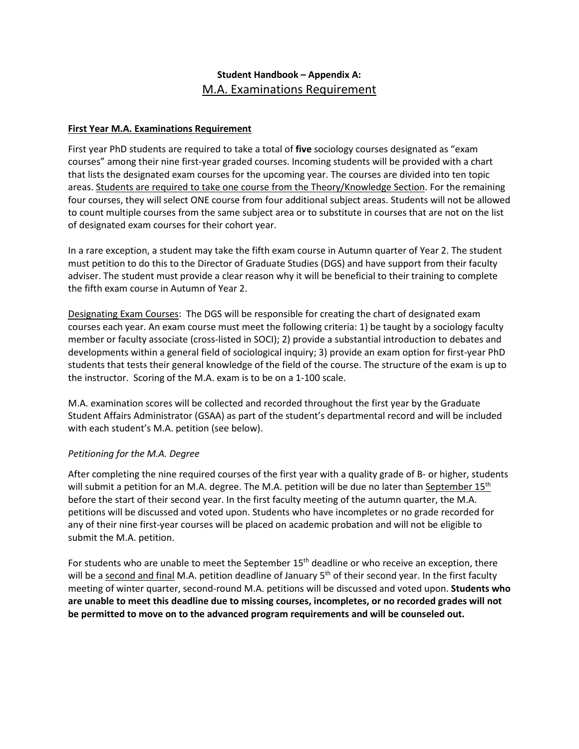## Student Handbook – Appendix A:
## M.A. Examinations Requirement

### **First Year M.A. Examinations Requirement**

First year PhD students are required to take a total of **five** sociology courses designated as "exam courses" among their nine first-year graded courses. Incoming students will be provided with a chart that lists the designated exam courses for the upcoming year. The courses are divided into ten topic areas. Students are required to take one course from the Theory/Knowledge Section. For the remaining four courses, they will select ONE course from four additional subject areas. Students will not be allowed to count multiple courses from the same subject area or to substitute in courses that are not on the list of designated exam courses for their cohort year.

In a rare exception, a student may take the fifth exam course in Autumn quarter of Year 2. The student must petition to do this to the Director of Graduate Studies (DGS) and have support from their faculty adviser. The student must provide a clear reason why it will be beneficial to their training to complete the fifth exam course in Autumn of Year 2.

Designating Exam Courses: The DGS will be responsible for creating the chart of designated exam courses each year. An exam course must meet the following criteria: 1) be taught by a sociology faculty member or faculty associate (cross-listed in SOCI); 2) provide a substantial introduction to debates and developments within a general field of sociological inquiry; 3) provide an exam option for first-year PhD students that tests their general knowledge of the field of the course. The structure of the exam is up to the instructor. Scoring of the M.A. exam is to be on a 1-100 scale.

M.A. examination scores will be collected and recorded throughout the first year by the Graduate Student Affairs Administrator (GSAA) as part of the student's departmental record and will be included with each student's M.A. petition (see below).

#### *Petitioning for the M.A. Degree*

After completing the nine required courses of the first year with a quality grade of B- or higher, students will submit a petition for an M.A. degree. The M.A. petition will be due no later than September 15th before the start of their second year. In the first faculty meeting of the autumn quarter, the M.A. petitions will be discussed and voted upon. Students who have incompletes or no grade recorded for any of their nine first-year courses will be placed on academic probation and will not be eligible to submit the M.A. petition.

For students who are unable to meet the September 15th deadline or who receive an exception, there will be a second and final M.A. petition deadline of January 5th of their second year. In the first faculty meeting of winter quarter, second-round M.A. petitions will be discussed and voted upon. **Students who are unable to meet this deadline due to missing courses, incompletes, or no recorded grades will not be permitted to move on to the advanced program requirements and will be counseled out.**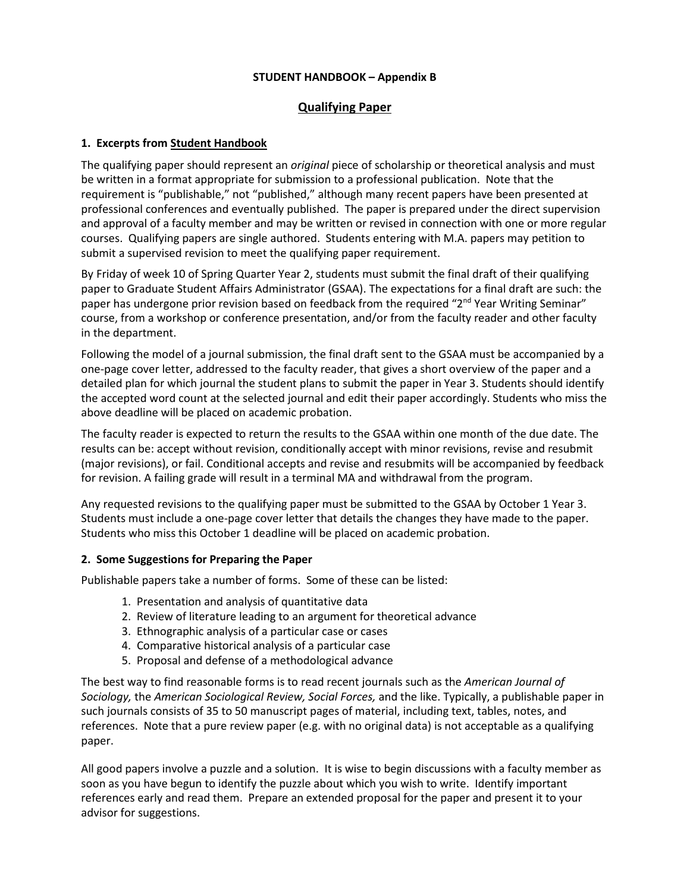**STUDENT HANDBOOK – Appendix B**

# Qualifying Paper

## 1. Excerpts from Student Handbook

The qualifying paper should represent an *original* piece of scholarship or theoretical analysis and must be written in a format appropriate for submission to a professional publication. Note that the requirement is "publishable," not "published," although many recent papers have been presented at professional conferences and eventually published. The paper is prepared under the direct supervision and approval of a faculty member and may be written or revised in connection with one or more regular courses. Qualifying papers are single authored. Students entering with M.A. papers may petition to submit a supervised revision to meet the qualifying paper requirement.

By Friday of week 10 of Spring Quarter Year 2, students must submit the final draft of their qualifying paper to Graduate Student Affairs Administrator (GSAA). The expectations for a final draft are such: the paper has undergone prior revision based on feedback from the required "2nd Year Writing Seminar" course, from a workshop or conference presentation, and/or from the faculty reader and other faculty in the department.

Following the model of a journal submission, the final draft sent to the GSAA must be accompanied by a one-page cover letter, addressed to the faculty reader, that gives a short overview of the paper and a detailed plan for which journal the student plans to submit the paper in Year 3. Students should identify the accepted word count at the selected journal and edit their paper accordingly. Students who miss the above deadline will be placed on academic probation.

The faculty reader is expected to return the results to the GSAA within one month of the due date. The results can be: accept without revision, conditionally accept with minor revisions, revise and resubmit (major revisions), or fail. Conditional accepts and revise and resubmits will be accompanied by feedback for revision. A failing grade will result in a terminal MA and withdrawal from the program.

Any requested revisions to the qualifying paper must be submitted to the GSAA by October 1 Year 3. Students must include a one-page cover letter that details the changes they have made to the paper. Students who miss this October 1 deadline will be placed on academic probation.

## 2. Some Suggestions for Preparing the Paper

Publishable papers take a number of forms. Some of these can be listed:

1. Presentation and analysis of quantitative data
2. Review of literature leading to an argument for theoretical advance
3. Ethnographic analysis of a particular case or cases
4. Comparative historical analysis of a particular case
5. Proposal and defense of a methodological advance

The best way to find reasonable forms is to read recent journals such as the *American Journal of Sociology,* the *American Sociological Review, Social Forces,* and the like. Typically, a publishable paper in such journals consists of 35 to 50 manuscript pages of material, including text, tables, notes, and references. Note that a pure review paper (e.g. with no original data) is not acceptable as a qualifying paper.

All good papers involve a puzzle and a solution. It is wise to begin discussions with a faculty member as soon as you have begun to identify the puzzle about which you wish to write. Identify important references early and read them. Prepare an extended proposal for the paper and present it to your advisor for suggestions.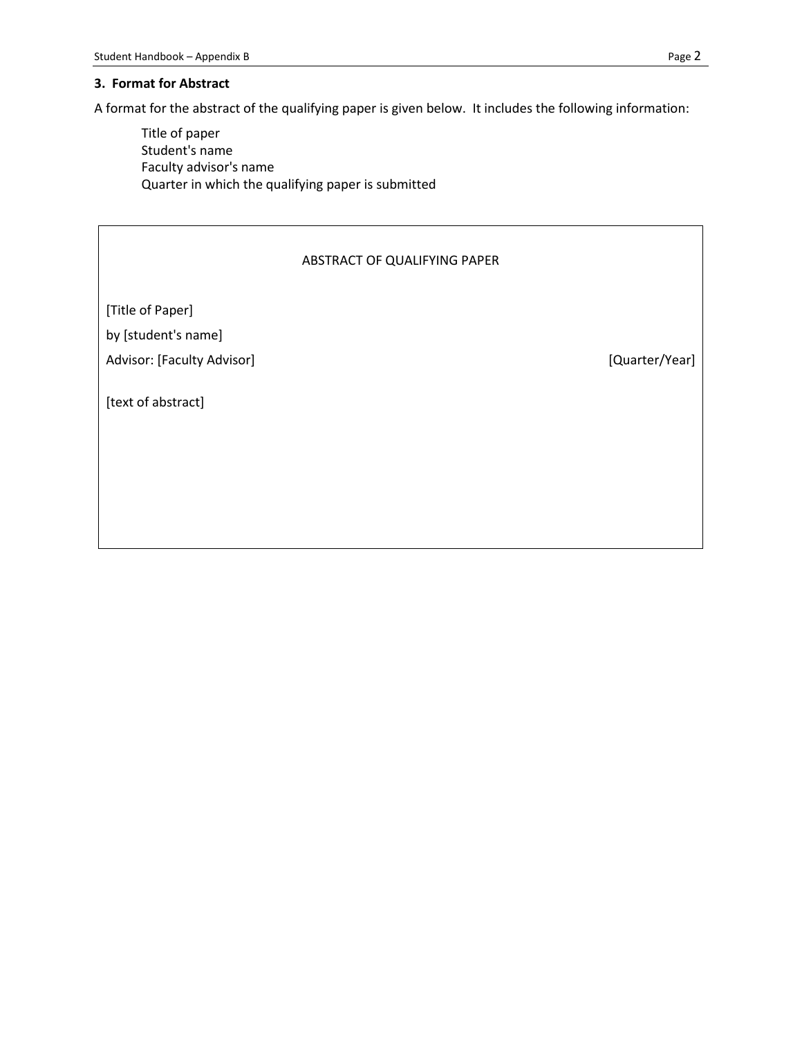### 3. Format for Abstract

A format for the abstract of the qualifying paper is given below. It includes the following information:

Title of paper
Student's name
Faculty advisor's name
Quarter in which the qualifying paper is submitted

---

ABSTRACT OF QUALIFYING PAPER

[Title of Paper]

by [student's name]

Advisor: [Faculty Advisor] [Quarter/Year]

[text of abstract]

---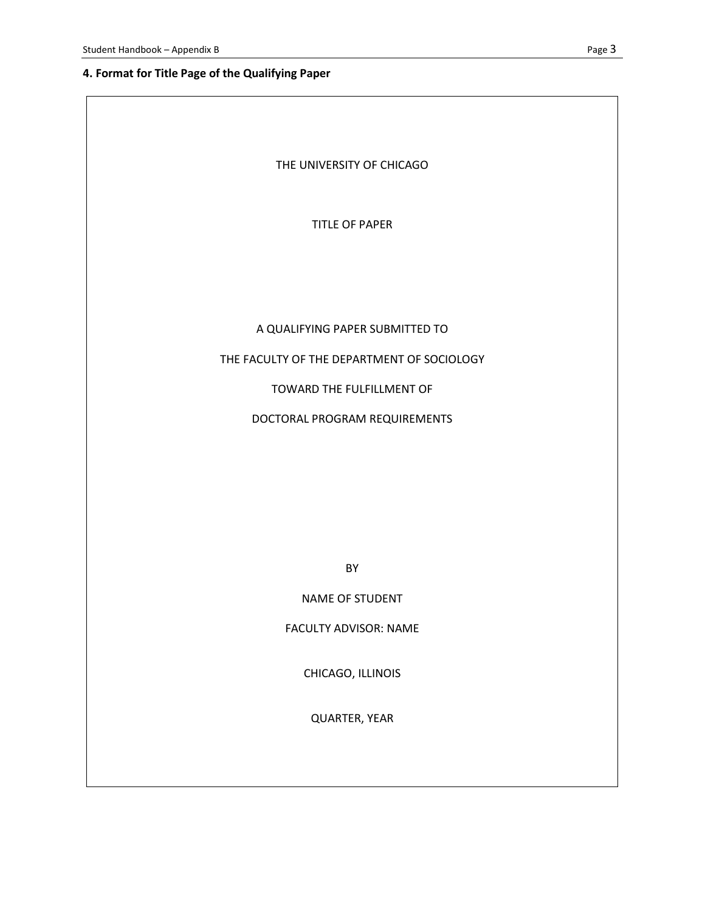### 4. Format for Title Page of the Qualifying Paper

THE UNIVERSITY OF CHICAGO

TITLE OF PAPER

A QUALIFYING PAPER SUBMITTED TO

THE FACULTY OF THE DEPARTMENT OF SOCIOLOGY

TOWARD THE FULFILLMENT OF

DOCTORAL PROGRAM REQUIREMENTS

BY

NAME OF STUDENT

FACULTY ADVISOR: NAME

CHICAGO, ILLINOIS

QUARTER, YEAR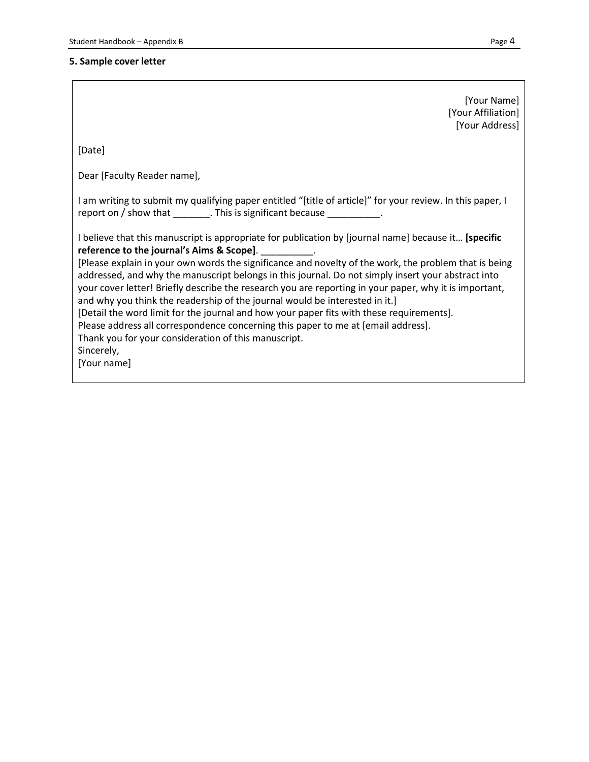## 5. Sample cover letter

[Your Name]
[Your Affiliation]
[Your Address]

[Date]

Dear [Faculty Reader name],

I am writing to submit my qualifying paper entitled "[title of article]" for your review. In this paper, I report on / show that _______. This is significant because __________.

I believe that this manuscript is appropriate for publication by [journal name] because it… **[specific reference to the journal's Aims & Scope]**. __________.
[Please explain in your own words the significance and novelty of the work, the problem that is being addressed, and why the manuscript belongs in this journal. Do not simply insert your abstract into your cover letter! Briefly describe the research you are reporting in your paper, why it is important, and why you think the readership of the journal would be interested in it.]
[Detail the word limit for the journal and how your paper fits with these requirements].
Please address all correspondence concerning this paper to me at [email address].
Thank you for your consideration of this manuscript.
Sincerely,
[Your name]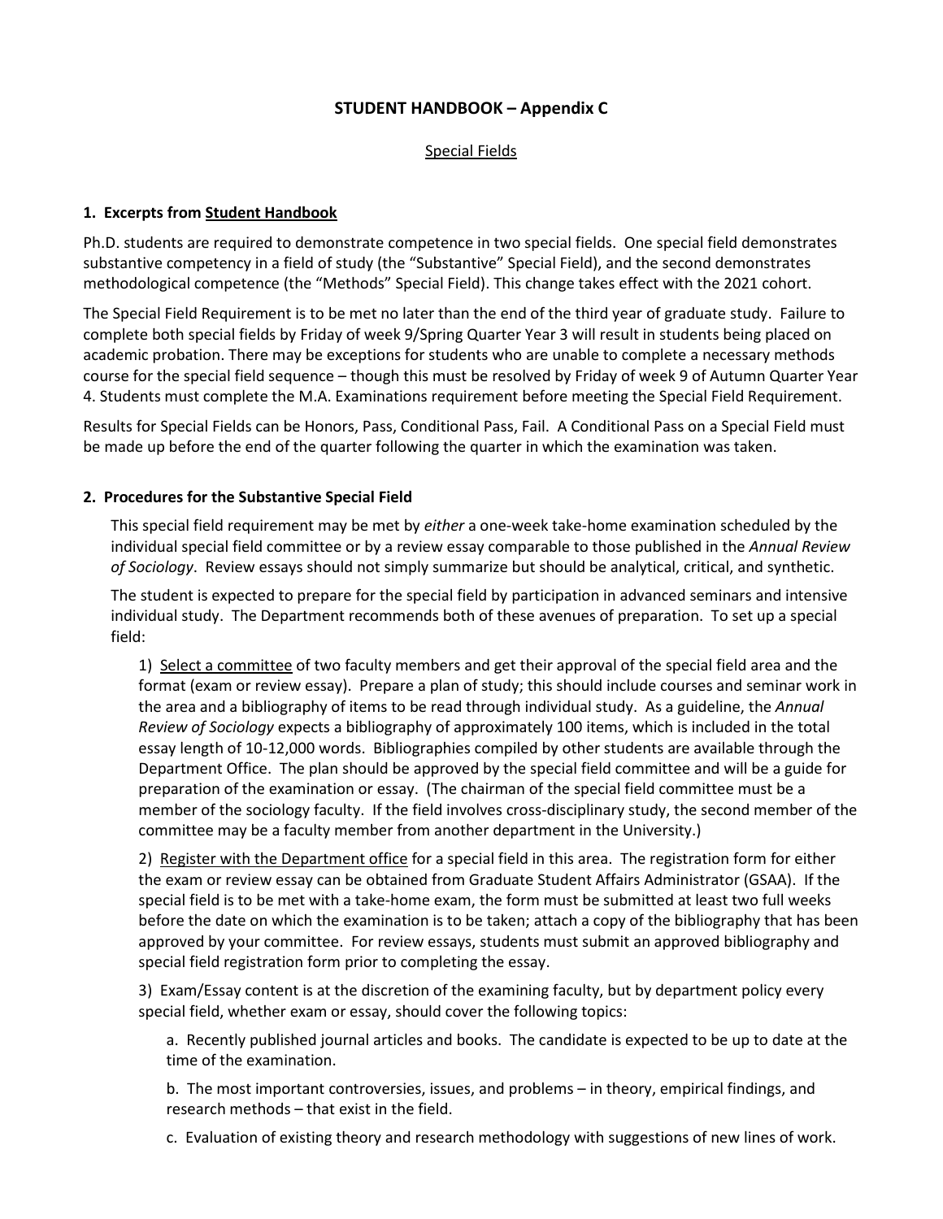# STUDENT HANDBOOK – Appendix C

Special Fields

### 1. Excerpts from Student Handbook

Ph.D. students are required to demonstrate competence in two special fields. One special field demonstrates substantive competency in a field of study (the "Substantive" Special Field), and the second demonstrates methodological competence (the "Methods" Special Field). This change takes effect with the 2021 cohort.

The Special Field Requirement is to be met no later than the end of the third year of graduate study. Failure to complete both special fields by Friday of week 9/Spring Quarter Year 3 will result in students being placed on academic probation. There may be exceptions for students who are unable to complete a necessary methods course for the special field sequence – though this must be resolved by Friday of week 9 of Autumn Quarter Year 4. Students must complete the M.A. Examinations requirement before meeting the Special Field Requirement.

Results for Special Fields can be Honors, Pass, Conditional Pass, Fail. A Conditional Pass on a Special Field must be made up before the end of the quarter following the quarter in which the examination was taken.

### 2. Procedures for the Substantive Special Field

This special field requirement may be met by *either* a one-week take-home examination scheduled by the individual special field committee or by a review essay comparable to those published in the *Annual Review of Sociology*. Review essays should not simply summarize but should be analytical, critical, and synthetic.

The student is expected to prepare for the special field by participation in advanced seminars and intensive individual study. The Department recommends both of these avenues of preparation. To set up a special field:

1) Select a committee of two faculty members and get their approval of the special field area and the format (exam or review essay). Prepare a plan of study; this should include courses and seminar work in the area and a bibliography of items to be read through individual study. As a guideline, the *Annual Review of Sociology* expects a bibliography of approximately 100 items, which is included in the total essay length of 10-12,000 words. Bibliographies compiled by other students are available through the Department Office. The plan should be approved by the special field committee and will be a guide for preparation of the examination or essay. (The chairman of the special field committee must be a member of the sociology faculty. If the field involves cross-disciplinary study, the second member of the committee may be a faculty member from another department in the University.)

2) Register with the Department office for a special field in this area. The registration form for either the exam or review essay can be obtained from Graduate Student Affairs Administrator (GSAA). If the special field is to be met with a take-home exam, the form must be submitted at least two full weeks before the date on which the examination is to be taken; attach a copy of the bibliography that has been approved by your committee. For review essays, students must submit an approved bibliography and special field registration form prior to completing the essay.

3) Exam/Essay content is at the discretion of the examining faculty, but by department policy every special field, whether exam or essay, should cover the following topics:

a. Recently published journal articles and books. The candidate is expected to be up to date at the time of the examination.

b. The most important controversies, issues, and problems – in theory, empirical findings, and research methods – that exist in the field.

c. Evaluation of existing theory and research methodology with suggestions of new lines of work.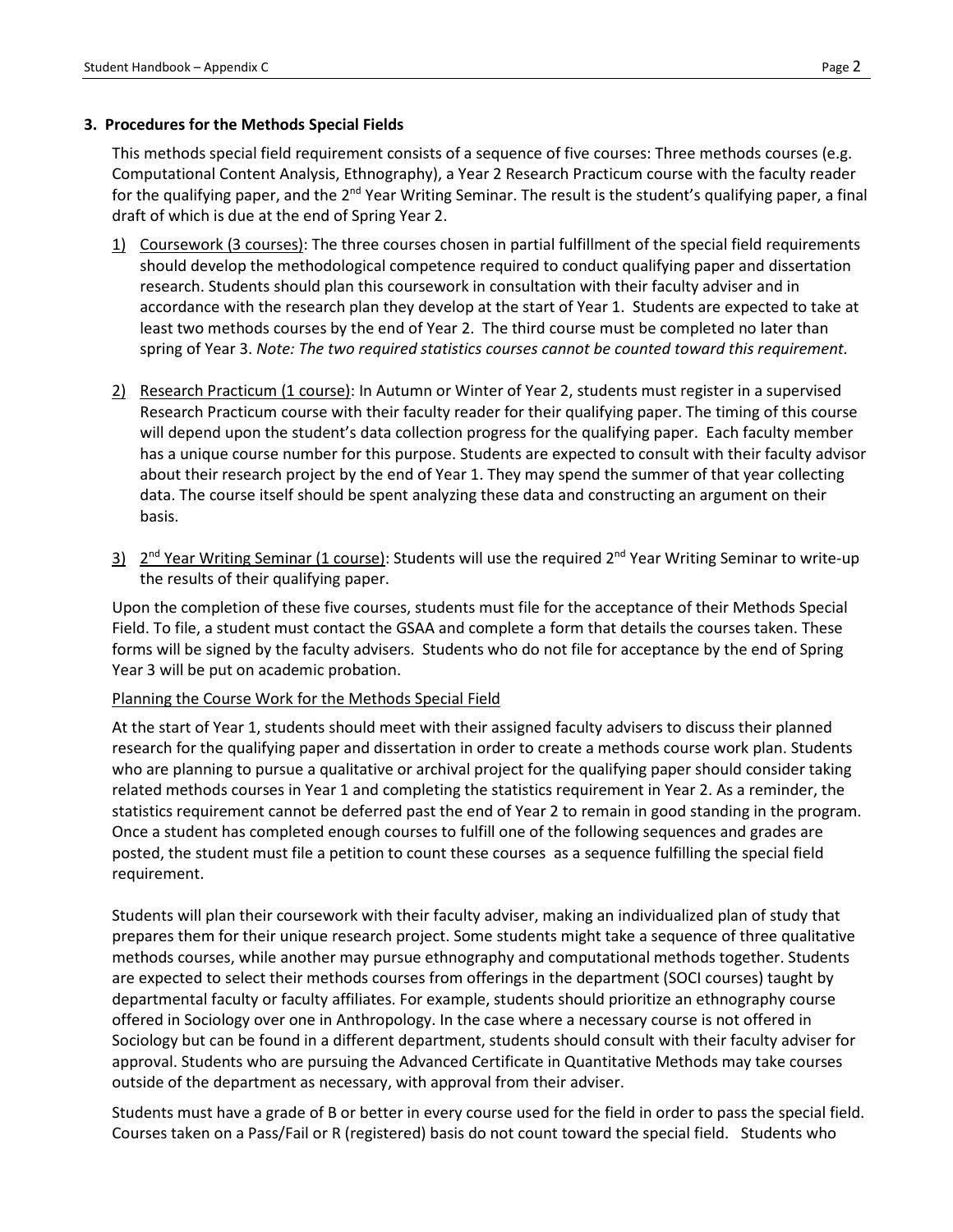### 3. Procedures for the Methods Special Fields

This methods special field requirement consists of a sequence of five courses: Three methods courses (e.g. Computational Content Analysis, Ethnography), a Year 2 Research Practicum course with the faculty reader for the qualifying paper, and the 2nd Year Writing Seminar. The result is the student's qualifying paper, a final draft of which is due at the end of Spring Year 2.

1) Coursework (3 courses): The three courses chosen in partial fulfillment of the special field requirements should develop the methodological competence required to conduct qualifying paper and dissertation research. Students should plan this coursework in consultation with their faculty adviser and in accordance with the research plan they develop at the start of Year 1. Students are expected to take at least two methods courses by the end of Year 2. The third course must be completed no later than spring of Year 3. *Note: The two required statistics courses cannot be counted toward this requirement.*

2) Research Practicum (1 course): In Autumn or Winter of Year 2, students must register in a supervised Research Practicum course with their faculty reader for their qualifying paper. The timing of this course will depend upon the student's data collection progress for the qualifying paper. Each faculty member has a unique course number for this purpose. Students are expected to consult with their faculty advisor about their research project by the end of Year 1. They may spend the summer of that year collecting data. The course itself should be spent analyzing these data and constructing an argument on their basis.

3) 2nd Year Writing Seminar (1 course): Students will use the required 2nd Year Writing Seminar to write-up the results of their qualifying paper.

Upon the completion of these five courses, students must file for the acceptance of their Methods Special Field. To file, a student must contact the GSAA and complete a form that details the courses taken. These forms will be signed by the faculty advisers. Students who do not file for acceptance by the end of Spring Year 3 will be put on academic probation.

Planning the Course Work for the Methods Special Field

At the start of Year 1, students should meet with their assigned faculty advisers to discuss their planned research for the qualifying paper and dissertation in order to create a methods course work plan. Students who are planning to pursue a qualitative or archival project for the qualifying paper should consider taking related methods courses in Year 1 and completing the statistics requirement in Year 2. As a reminder, the statistics requirement cannot be deferred past the end of Year 2 to remain in good standing in the program. Once a student has completed enough courses to fulfill one of the following sequences and grades are posted, the student must file a petition to count these courses as a sequence fulfilling the special field requirement.

Students will plan their coursework with their faculty adviser, making an individualized plan of study that prepares them for their unique research project. Some students might take a sequence of three qualitative methods courses, while another may pursue ethnography and computational methods together. Students are expected to select their methods courses from offerings in the department (SOCI courses) taught by departmental faculty or faculty affiliates. For example, students should prioritize an ethnography course offered in Sociology over one in Anthropology. In the case where a necessary course is not offered in Sociology but can be found in a different department, students should consult with their faculty adviser for approval. Students who are pursuing the Advanced Certificate in Quantitative Methods may take courses outside of the department as necessary, with approval from their adviser.

Students must have a grade of B or better in every course used for the field in order to pass the special field. Courses taken on a Pass/Fail or R (registered) basis do not count toward the special field. Students who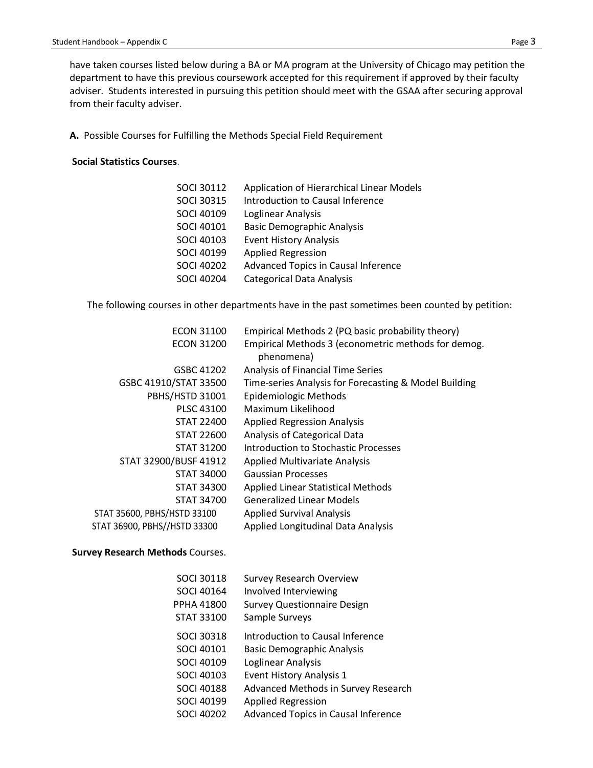have taken courses listed below during a BA or MA program at the University of Chicago may petition the department to have this previous coursework accepted for this requirement if approved by their faculty adviser. Students interested in pursuing this petition should meet with the GSAA after securing approval from their faculty adviser.

**A.** Possible Courses for Fulfilling the Methods Special Field Requirement

**Social Statistics Courses**.

| | |
|---|---|
| SOCI 30112 | Application of Hierarchical Linear Models |
| SOCI 30315 | Introduction to Causal Inference |
| SOCI 40109 | Loglinear Analysis |
| SOCI 40101 | Basic Demographic Analysis |
| SOCI 40103 | Event History Analysis |
| SOCI 40199 | Applied Regression |
| SOCI 40202 | Advanced Topics in Causal Inference |
| SOCI 40204 | Categorical Data Analysis |

The following courses in other departments have in the past sometimes been counted by petition:

| | |
|---|---|
| ECON 31100 | Empirical Methods 2 (PQ basic probability theory) |
| ECON 31200 | Empirical Methods 3 (econometric methods for demog. phenomena) |
| GSBC 41202 | Analysis of Financial Time Series |
| GSBC 41910/STAT 33500 | Time-series Analysis for Forecasting & Model Building |
| PBHS/HSTD 31001 | Epidemiologic Methods |
| PLSC 43100 | Maximum Likelihood |
| STAT 22400 | Applied Regression Analysis |
| STAT 22600 | Analysis of Categorical Data |
| STAT 31200 | Introduction to Stochastic Processes |
| STAT 32900/BUSF 41912 | Applied Multivariate Analysis |
| STAT 34000 | Gaussian Processes |
| STAT 34300 | Applied Linear Statistical Methods |
| STAT 34700 | Generalized Linear Models |
| STAT 35600, PBHS/HSTD 33100 | Applied Survival Analysis |
| STAT 36900, PBHS//HSTD 33300 | Applied Longitudinal Data Analysis |

**Survey Research Methods** Courses.

| | |
|---|---|
| SOCI 30118 | Survey Research Overview |
| SOCI 40164 | Involved Interviewing |
| PPHA 41800 | Survey Questionnaire Design |
| STAT 33100 | Sample Surveys |
| SOCI 30318 | Introduction to Causal Inference |
| SOCI 40101 | Basic Demographic Analysis |
| SOCI 40109 | Loglinear Analysis |
| SOCI 40103 | Event History Analysis 1 |
| SOCI 40188 | Advanced Methods in Survey Research |
| SOCI 40199 | Applied Regression |
| SOCI 40202 | Advanced Topics in Causal Inference |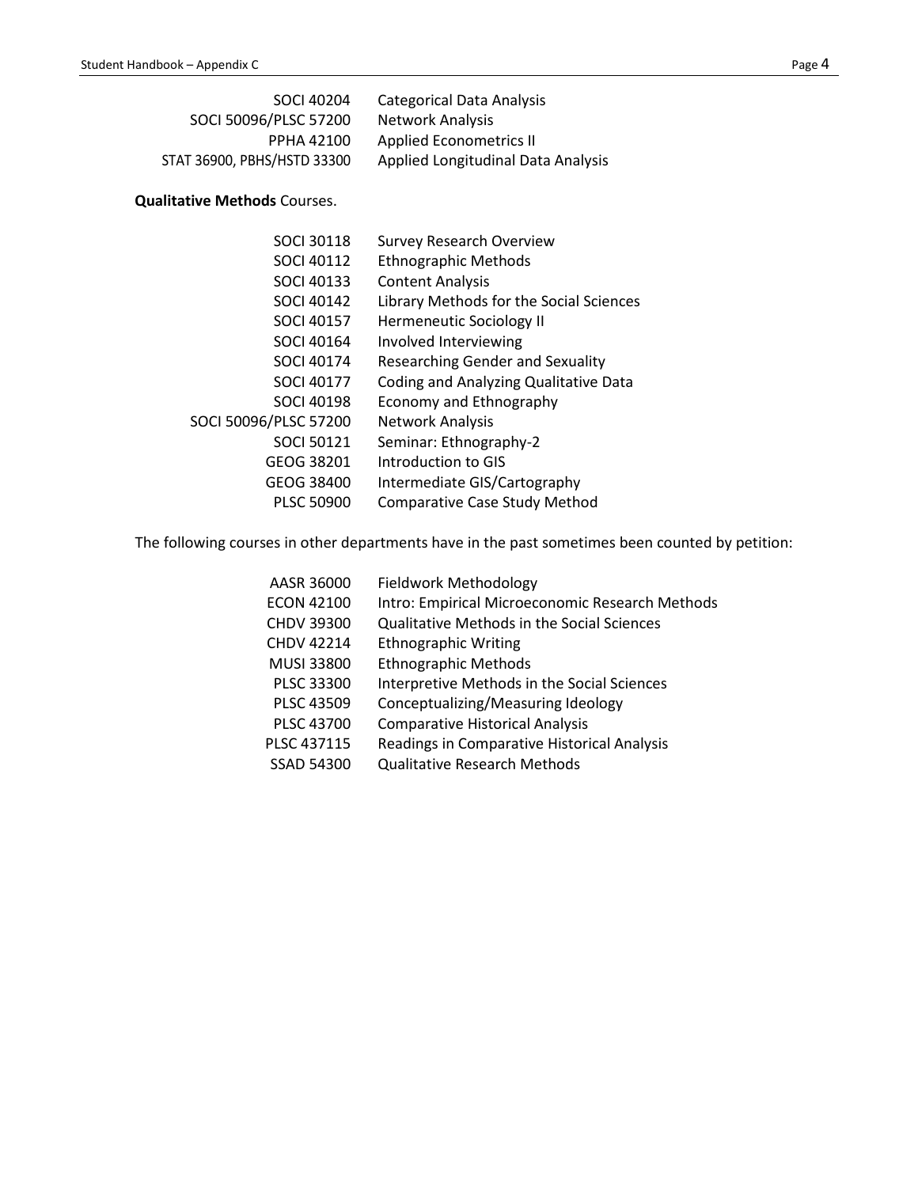| | |
|---|---|
| SOCI 40204 | Categorical Data Analysis |
| SOCI 50096/PLSC 57200 | Network Analysis |
| PPHA 42100 | Applied Econometrics II |
| STAT 36900, PBHS/HSTD 33300 | Applied Longitudinal Data Analysis |

**Qualitative Methods** Courses.

| | |
|---|---|
| SOCI 30118 | Survey Research Overview |
| SOCI 40112 | Ethnographic Methods |
| SOCI 40133 | Content Analysis |
| SOCI 40142 | Library Methods for the Social Sciences |
| SOCI 40157 | Hermeneutic Sociology II |
| SOCI 40164 | Involved Interviewing |
| SOCI 40174 | Researching Gender and Sexuality |
| SOCI 40177 | Coding and Analyzing Qualitative Data |
| SOCI 40198 | Economy and Ethnography |
| SOCI 50096/PLSC 57200 | Network Analysis |
| SOCI 50121 | Seminar: Ethnography-2 |
| GEOG 38201 | Introduction to GIS |
| GEOG 38400 | Intermediate GIS/Cartography |
| PLSC 50900 | Comparative Case Study Method |

The following courses in other departments have in the past sometimes been counted by petition:

| | |
|---|---|
| AASR 36000 | Fieldwork Methodology |
| ECON 42100 | Intro: Empirical Microeconomic Research Methods |
| CHDV 39300 | Qualitative Methods in the Social Sciences |
| CHDV 42214 | Ethnographic Writing |
| MUSI 33800 | Ethnographic Methods |
| PLSC 33300 | Interpretive Methods in the Social Sciences |
| PLSC 43509 | Conceptualizing/Measuring Ideology |
| PLSC 43700 | Comparative Historical Analysis |
| PLSC 437115 | Readings in Comparative Historical Analysis |
| SSAD 54300 | Qualitative Research Methods |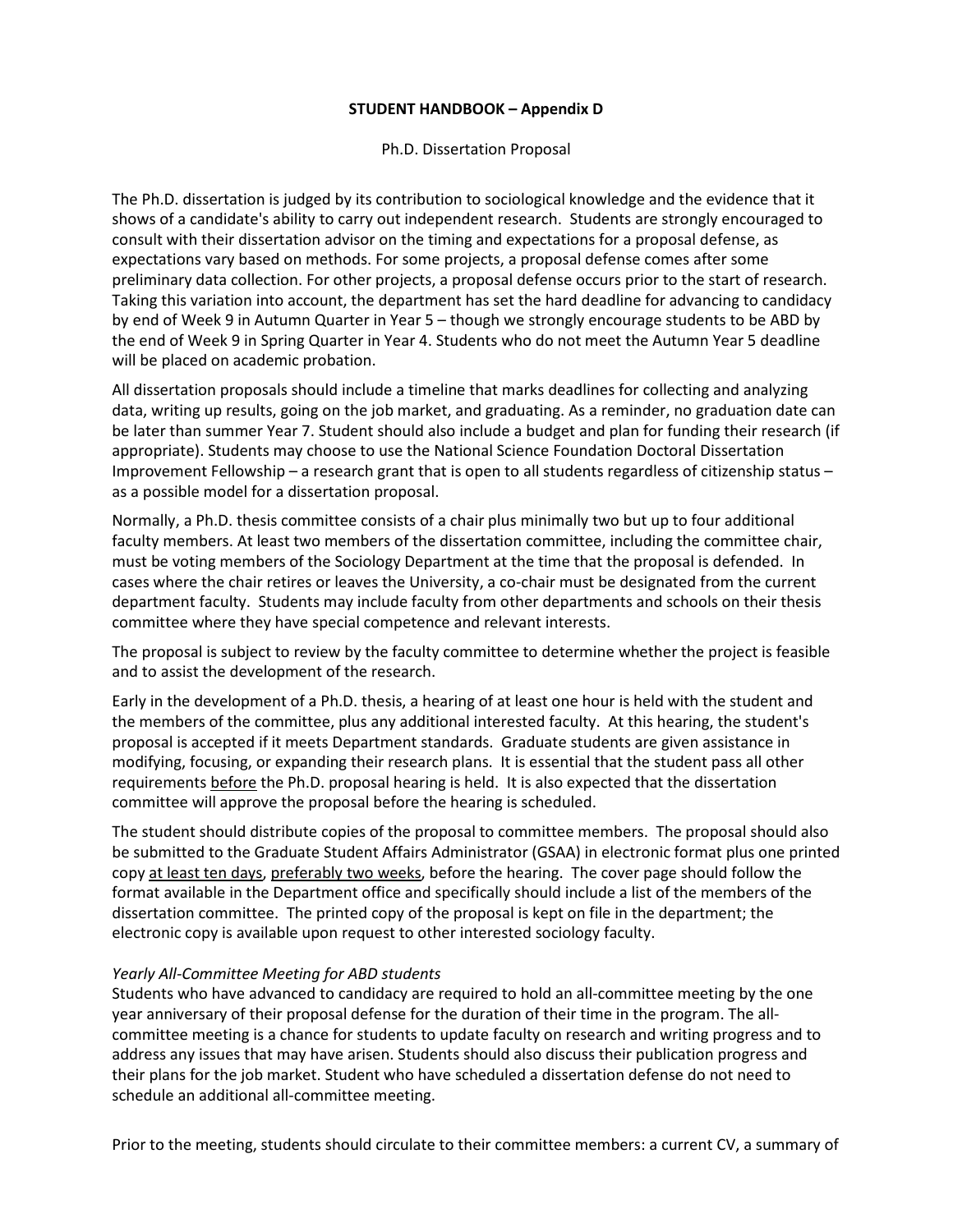**STUDENT HANDBOOK – Appendix D**

Ph.D. Dissertation Proposal

The Ph.D. dissertation is judged by its contribution to sociological knowledge and the evidence that it shows of a candidate's ability to carry out independent research. Students are strongly encouraged to consult with their dissertation advisor on the timing and expectations for a proposal defense, as expectations vary based on methods. For some projects, a proposal defense comes after some preliminary data collection. For other projects, a proposal defense occurs prior to the start of research. Taking this variation into account, the department has set the hard deadline for advancing to candidacy by end of Week 9 in Autumn Quarter in Year 5 – though we strongly encourage students to be ABD by the end of Week 9 in Spring Quarter in Year 4. Students who do not meet the Autumn Year 5 deadline will be placed on academic probation.

All dissertation proposals should include a timeline that marks deadlines for collecting and analyzing data, writing up results, going on the job market, and graduating. As a reminder, no graduation date can be later than summer Year 7. Student should also include a budget and plan for funding their research (if appropriate). Students may choose to use the National Science Foundation Doctoral Dissertation Improvement Fellowship – a research grant that is open to all students regardless of citizenship status – as a possible model for a dissertation proposal.

Normally, a Ph.D. thesis committee consists of a chair plus minimally two but up to four additional faculty members. At least two members of the dissertation committee, including the committee chair, must be voting members of the Sociology Department at the time that the proposal is defended. In cases where the chair retires or leaves the University, a co-chair must be designated from the current department faculty. Students may include faculty from other departments and schools on their thesis committee where they have special competence and relevant interests.

The proposal is subject to review by the faculty committee to determine whether the project is feasible and to assist the development of the research.

Early in the development of a Ph.D. thesis, a hearing of at least one hour is held with the student and the members of the committee, plus any additional interested faculty. At this hearing, the student's proposal is accepted if it meets Department standards. Graduate students are given assistance in modifying, focusing, or expanding their research plans. It is essential that the student pass all other requirements <u>before</u> the Ph.D. proposal hearing is held. It is also expected that the dissertation committee will approve the proposal before the hearing is scheduled.

The student should distribute copies of the proposal to committee members. The proposal should also be submitted to the Graduate Student Affairs Administrator (GSAA) in electronic format plus one printed copy <u>at least ten days</u>, <u>preferably two weeks</u>, before the hearing. The cover page should follow the format available in the Department office and specifically should include a list of the members of the dissertation committee. The printed copy of the proposal is kept on file in the department; the electronic copy is available upon request to other interested sociology faculty.

*Yearly All-Committee Meeting for ABD students*

Students who have advanced to candidacy are required to hold an all-committee meeting by the one year anniversary of their proposal defense for the duration of their time in the program. The all-committee meeting is a chance for students to update faculty on research and writing progress and to address any issues that may have arisen. Students should also discuss their publication progress and their plans for the job market. Student who have scheduled a dissertation defense do not need to schedule an additional all-committee meeting.

Prior to the meeting, students should circulate to their committee members: a current CV, a summary of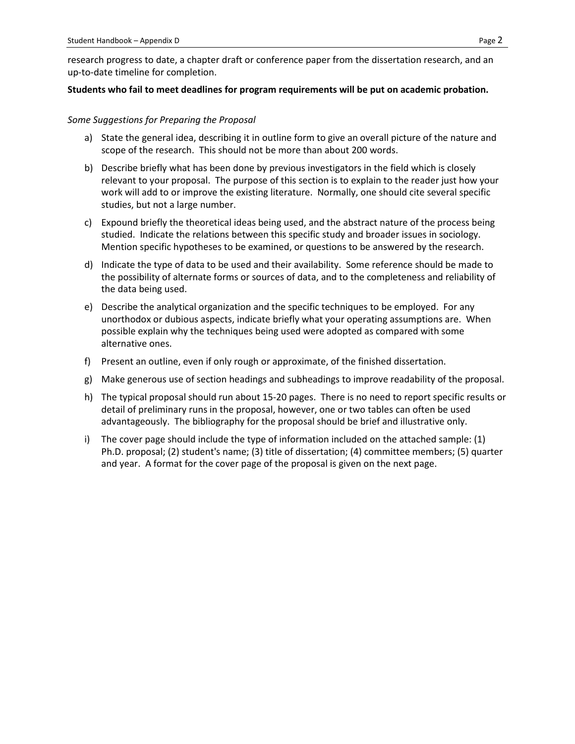research progress to date, a chapter draft or conference paper from the dissertation research, and an up-to-date timeline for completion.

**Students who fail to meet deadlines for program requirements will be put on academic probation.**

*Some Suggestions for Preparing the Proposal*

a) State the general idea, describing it in outline form to give an overall picture of the nature and scope of the research. This should not be more than about 200 words.

b) Describe briefly what has been done by previous investigators in the field which is closely relevant to your proposal. The purpose of this section is to explain to the reader just how your work will add to or improve the existing literature. Normally, one should cite several specific studies, but not a large number.

c) Expound briefly the theoretical ideas being used, and the abstract nature of the process being studied. Indicate the relations between this specific study and broader issues in sociology. Mention specific hypotheses to be examined, or questions to be answered by the research.

d) Indicate the type of data to be used and their availability. Some reference should be made to the possibility of alternate forms or sources of data, and to the completeness and reliability of the data being used.

e) Describe the analytical organization and the specific techniques to be employed. For any unorthodox or dubious aspects, indicate briefly what your operating assumptions are. When possible explain why the techniques being used were adopted as compared with some alternative ones.

f) Present an outline, even if only rough or approximate, of the finished dissertation.

g) Make generous use of section headings and subheadings to improve readability of the proposal.

h) The typical proposal should run about 15-20 pages. There is no need to report specific results or detail of preliminary runs in the proposal, however, one or two tables can often be used advantageously. The bibliography for the proposal should be brief and illustrative only.

i) The cover page should include the type of information included on the attached sample: (1) Ph.D. proposal; (2) student's name; (3) title of dissertation; (4) committee members; (5) quarter and year. A format for the cover page of the proposal is given on the next page.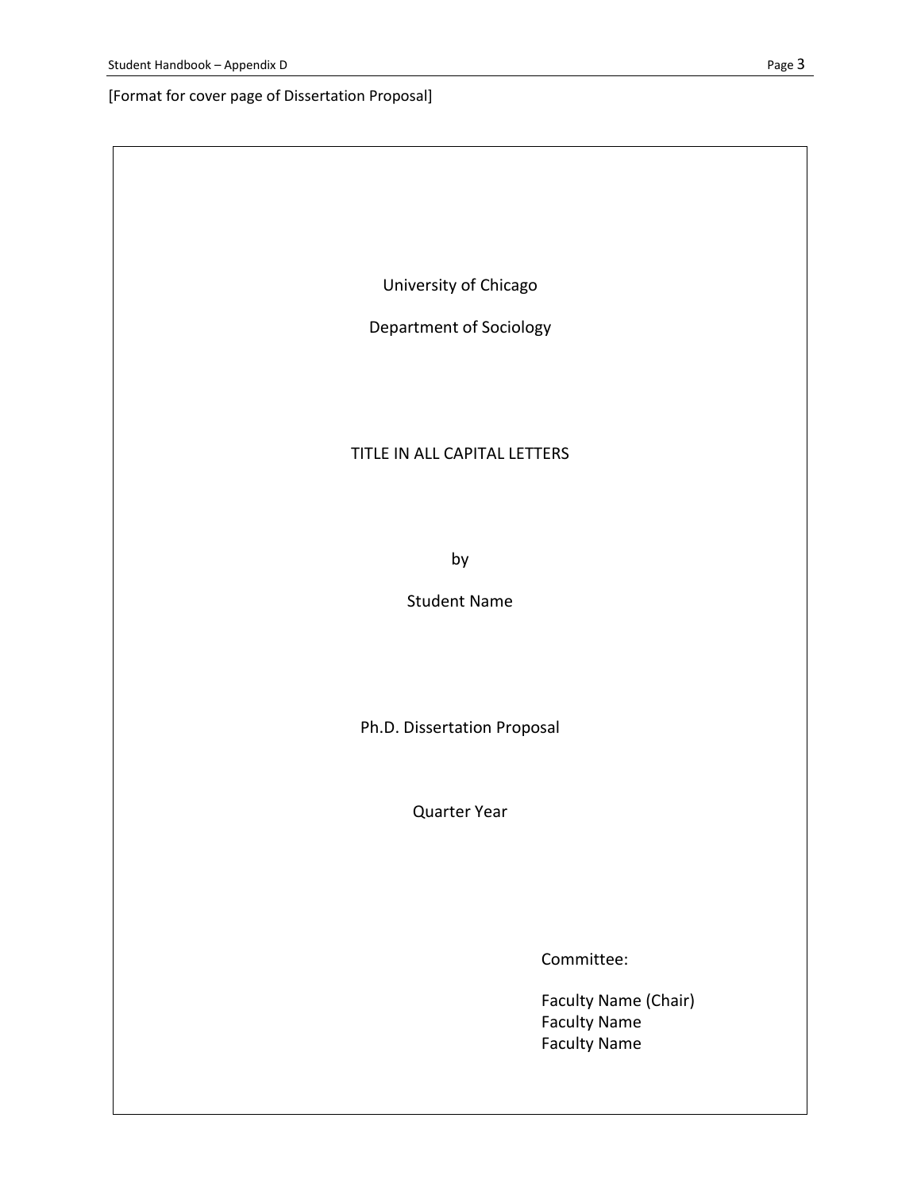[Format for cover page of Dissertation Proposal]

University of Chicago

Department of Sociology

TITLE IN ALL CAPITAL LETTERS

by

Student Name

Ph.D. Dissertation Proposal

Quarter Year

Committee:

Faculty Name (Chair)
Faculty Name
Faculty Name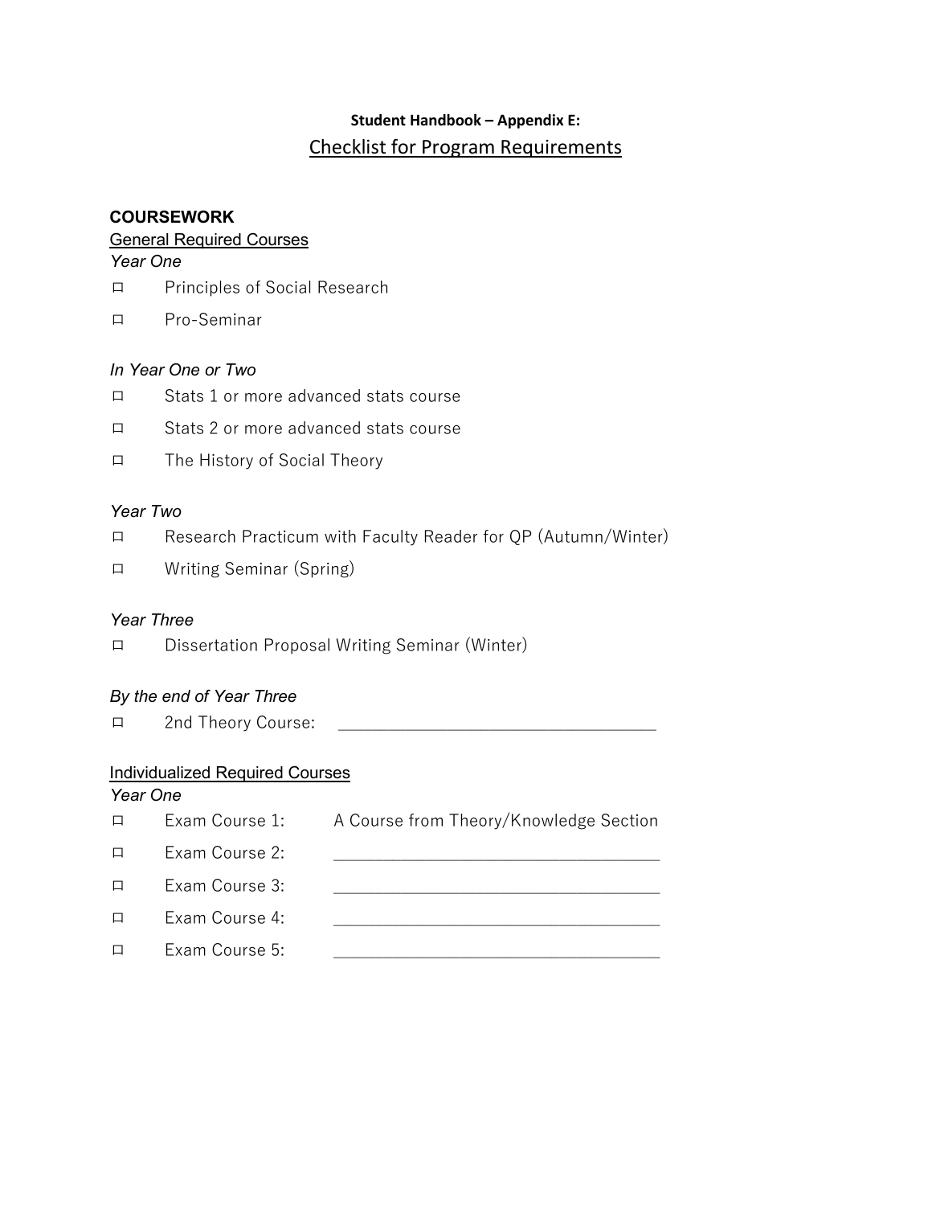**Student Handbook – Appendix E:**

# Checklist for Program Requirements

## COURSEWORK

### General Required Courses

*Year One*

- ☐ Principles of Social Research
- ☐ Pro-Seminar

*In Year One or Two*

- ☐ Stats 1 or more advanced stats course
- ☐ Stats 2 or more advanced stats course
- ☐ The History of Social Theory

*Year Two*

- ☐ Research Practicum with Faculty Reader for QP (Autumn/Winter)
- ☐ Writing Seminar (Spring)

*Year Three*

- ☐ Dissertation Proposal Writing Seminar (Winter)

*By the end of Year Three*

- ☐ 2nd Theory Course: ____________________________________

### Individualized Required Courses

*Year One*

- ☐ Exam Course 1: A Course from Theory/Knowledge Section
- ☐ Exam Course 2: ____________________________________
- ☐ Exam Course 3: ____________________________________
- ☐ Exam Course 4: ____________________________________
- ☐ Exam Course 5: ____________________________________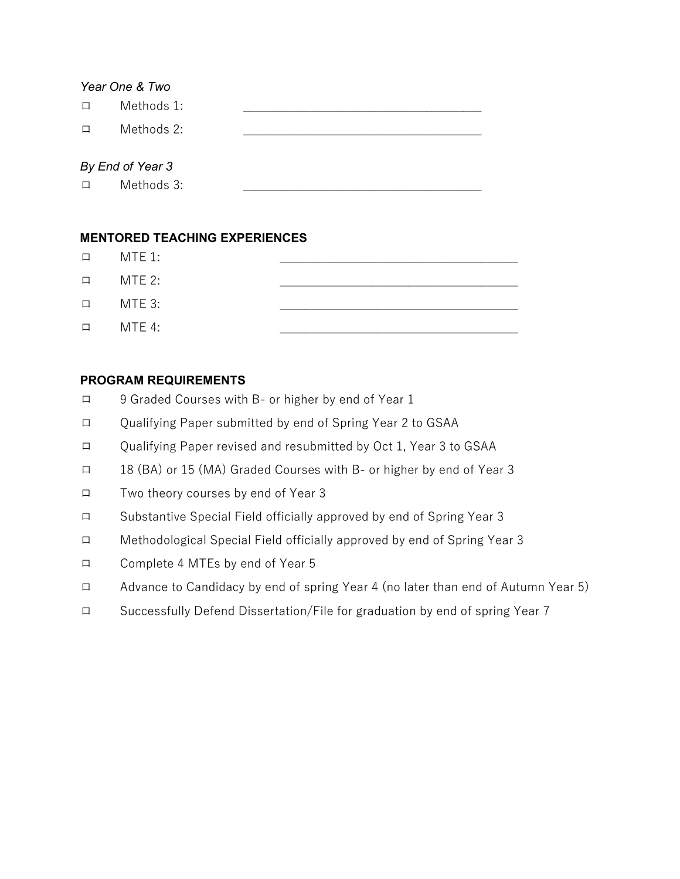*Year One & Two*

- ☐ Methods 1: ____________________________________
- ☐ Methods 2: ____________________________________

*By End of Year 3*

- ☐ Methods 3: ____________________________________

## MENTORED TEACHING EXPERIENCES

- ☐ MTE 1: ____________________________________
- ☐ MTE 2: ____________________________________
- ☐ MTE 3: ____________________________________
- ☐ MTE 4: ____________________________________

## PROGRAM REQUIREMENTS

- ☐ 9 Graded Courses with B- or higher by end of Year 1
- ☐ Qualifying Paper submitted by end of Spring Year 2 to GSAA
- ☐ Qualifying Paper revised and resubmitted by Oct 1, Year 3 to GSAA
- ☐ 18 (BA) or 15 (MA) Graded Courses with B- or higher by end of Year 3
- ☐ Two theory courses by end of Year 3
- ☐ Substantive Special Field officially approved by end of Spring Year 3
- ☐ Methodological Special Field officially approved by end of Spring Year 3
- ☐ Complete 4 MTEs by end of Year 5
- ☐ Advance to Candidacy by end of spring Year 4 (no later than end of Autumn Year 5)
- ☐ Successfully Defend Dissertation/File for graduation by end of spring Year 7